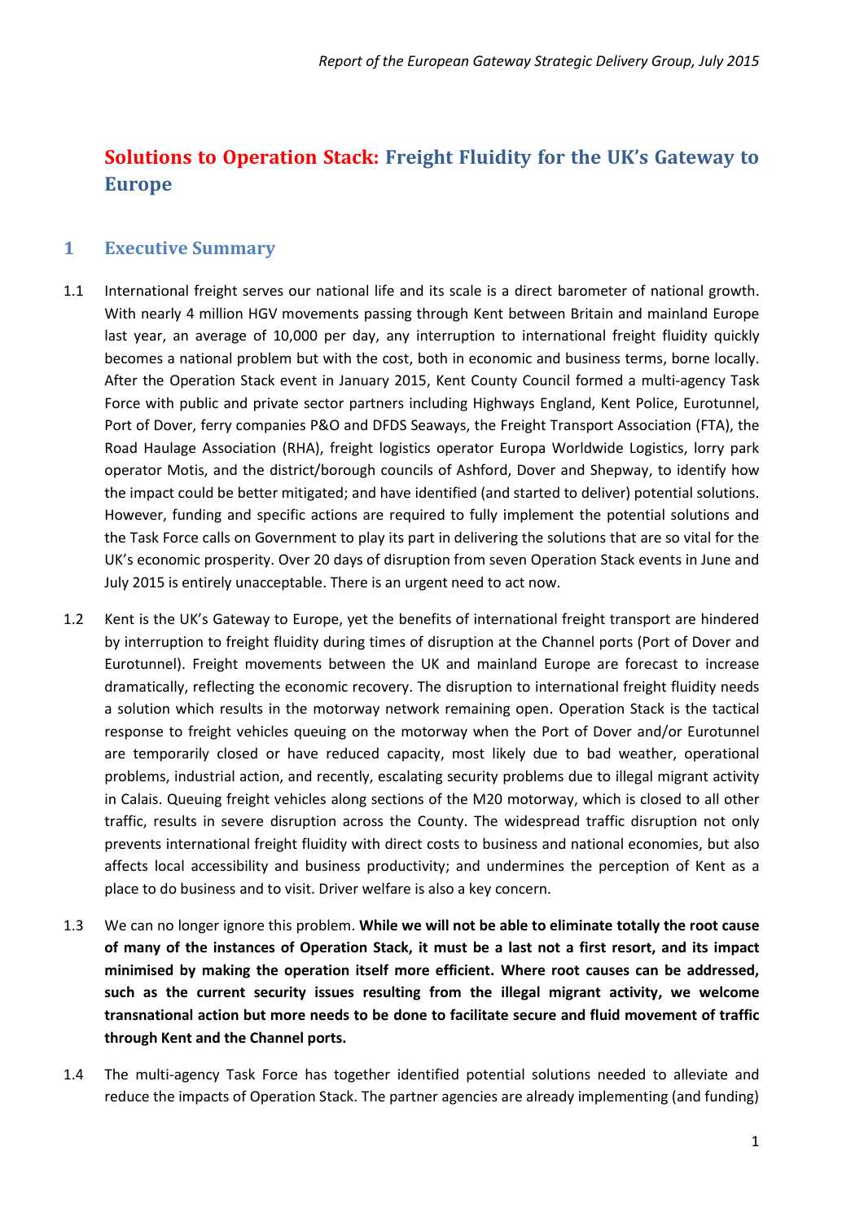# Solutions to Operation Stack: Freight Fluidity for the UK's Gateway to Europe

## 1 Executive Summary

1.1 International freight serves our national life and its scale is a direct barometer of national growth. With nearly 4 million HGV movements passing through Kent between Britain and mainland Europe last year, an average of 10,000 per day, any interruption to international freight fluidity quickly becomes a national problem but with the cost, both in economic and business terms, borne locally. After the Operation Stack event in January 2015, Kent County Council formed a multi-agency Task Force with public and private sector partners including Highways England, Kent Police, Eurotunnel, Port of Dover, ferry companies P&O and DFDS Seaways, the Freight Transport Association (FTA), the Road Haulage Association (RHA), freight logistics operator Europa Worldwide Logistics, lorry park operator Motis, and the district/borough councils of Ashford, Dover and Shepway, to identify how the impact could be better mitigated; and have identified (and started to deliver) potential solutions. However, funding and specific actions are required to fully implement the potential solutions and the Task Force calls on Government to play its part in delivering the solutions that are so vital for the UK's economic prosperity. Over 20 days of disruption from seven Operation Stack events in June and July 2015 is entirely unacceptable. There is an urgent need to act now.

1.2 Kent is the UK's Gateway to Europe, yet the benefits of international freight transport are hindered by interruption to freight fluidity during times of disruption at the Channel ports (Port of Dover and Eurotunnel). Freight movements between the UK and mainland Europe are forecast to increase dramatically, reflecting the economic recovery. The disruption to international freight fluidity needs a solution which results in the motorway network remaining open. Operation Stack is the tactical response to freight vehicles queuing on the motorway when the Port of Dover and/or Eurotunnel are temporarily closed or have reduced capacity, most likely due to bad weather, operational problems, industrial action, and recently, escalating security problems due to illegal migrant activity in Calais. Queuing freight vehicles along sections of the M20 motorway, which is closed to all other traffic, results in severe disruption across the County. The widespread traffic disruption not only prevents international freight fluidity with direct costs to business and national economies, but also affects local accessibility and business productivity; and undermines the perception of Kent as a place to do business and to visit. Driver welfare is also a key concern.

1.3 We can no longer ignore this problem. **While we will not be able to eliminate totally the root cause of many of the instances of Operation Stack, it must be a last not a first resort, and its impact minimised by making the operation itself more efficient. Where root causes can be addressed, such as the current security issues resulting from the illegal migrant activity, we welcome transnational action but more needs to be done to facilitate secure and fluid movement of traffic through Kent and the Channel ports.**

1.4 The multi-agency Task Force has together identified potential solutions needed to alleviate and reduce the impacts of Operation Stack. The partner agencies are already implementing (and funding)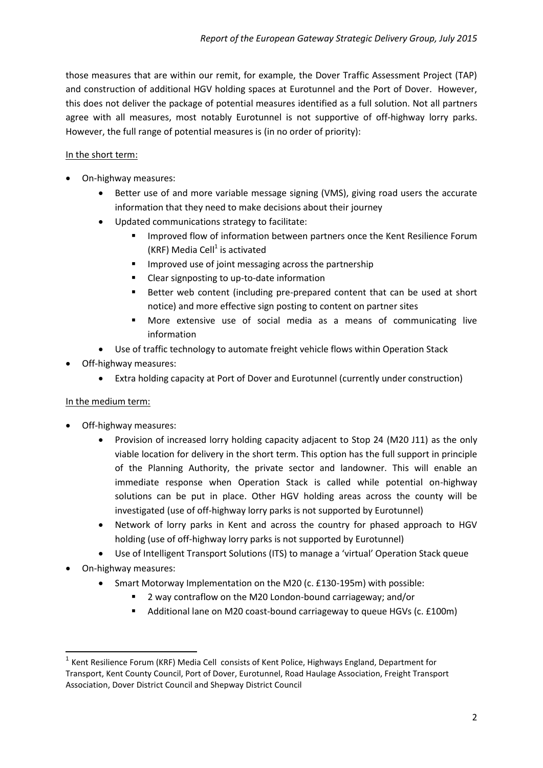those measures that are within our remit, for example, the Dover Traffic Assessment Project (TAP) and construction of additional HGV holding spaces at Eurotunnel and the Port of Dover. However, this does not deliver the package of potential measures identified as a full solution. Not all partners agree with all measures, most notably Eurotunnel is not supportive of off-highway lorry parks. However, the full range of potential measures is (in no order of priority):

<u>In the short term:</u>

- On-highway measures:
  - Better use of and more variable message signing (VMS), giving road users the accurate information that they need to make decisions about their journey
  - Updated communications strategy to facilitate:
    - Improved flow of information between partners once the Kent Resilience Forum (KRF) Media Cell[1] is activated
    - Improved use of joint messaging across the partnership
    - Clear signposting to up-to-date information
    - Better web content (including pre-prepared content that can be used at short notice) and more effective sign posting to content on partner sites
    - More extensive use of social media as a means of communicating live information
  - Use of traffic technology to automate freight vehicle flows within Operation Stack
- Off-highway measures:
  - Extra holding capacity at Port of Dover and Eurotunnel (currently under construction)

<u>In the medium term:</u>

- Off-highway measures:
  - Provision of increased lorry holding capacity adjacent to Stop 24 (M20 J11) as the only viable location for delivery in the short term. This option has the full support in principle of the Planning Authority, the private sector and landowner. This will enable an immediate response when Operation Stack is called while potential on-highway solutions can be put in place. Other HGV holding areas across the county will be investigated (use of off-highway lorry parks is not supported by Eurotunnel)
  - Network of lorry parks in Kent and across the country for phased approach to HGV holding (use of off-highway lorry parks is not supported by Eurotunnel)
  - Use of Intelligent Transport Solutions (ITS) to manage a 'virtual' Operation Stack queue
- On-highway measures:
  - Smart Motorway Implementation on the M20 (c. £130-195m) with possible:
    - 2 way contraflow on the M20 London-bound carriageway; and/or
    - Additional lane on M20 coast-bound carriageway to queue HGVs (c. £100m)

[1] Kent Resilience Forum (KRF) Media Cell consists of Kent Police, Highways England, Department for Transport, Kent County Council, Port of Dover, Eurotunnel, Road Haulage Association, Freight Transport Association, Dover District Council and Shepway District Council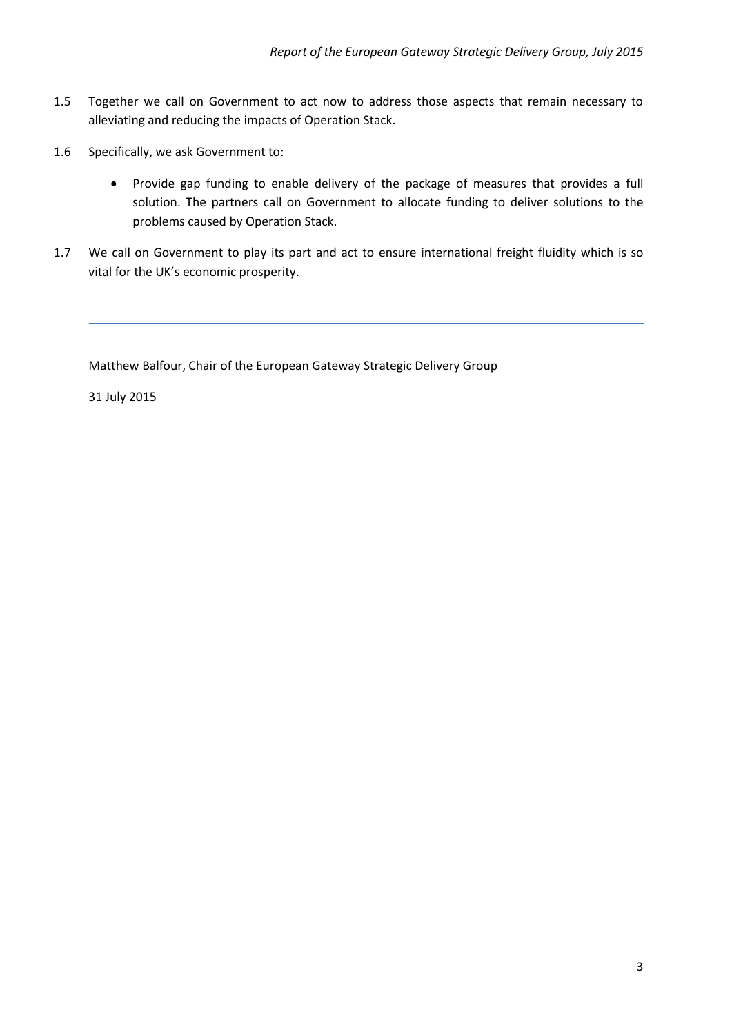1.5 Together we call on Government to act now to address those aspects that remain necessary to alleviating and reducing the impacts of Operation Stack.

1.6 Specifically, we ask Government to:

- Provide gap funding to enable delivery of the package of measures that provides a full solution. The partners call on Government to allocate funding to deliver solutions to the problems caused by Operation Stack.

1.7 We call on Government to play its part and act to ensure international freight fluidity which is so vital for the UK's economic prosperity.

---

Matthew Balfour, Chair of the European Gateway Strategic Delivery Group

31 July 2015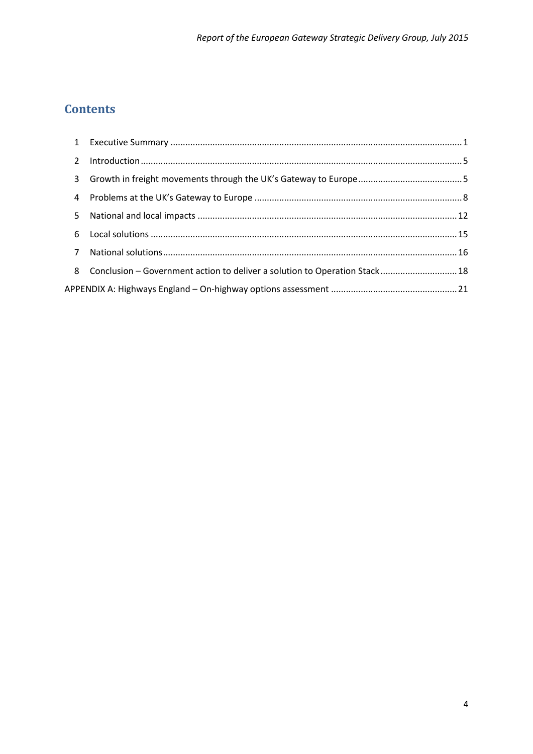## Contents

| | | |
|---|---|---|
| 1 | Executive Summary | 1 |
| 2 | Introduction | 5 |
| 3 | Growth in freight movements through the UK's Gateway to Europe | 5 |
| 4 | Problems at the UK's Gateway to Europe | 8 |
| 5 | National and local impacts | 12 |
| 6 | Local solutions | 15 |
| 7 | National solutions | 16 |
| 8 | Conclusion – Government action to deliver a solution to Operation Stack | 18 |
| APPENDIX A: Highways England – On-highway options assessment | | 21 |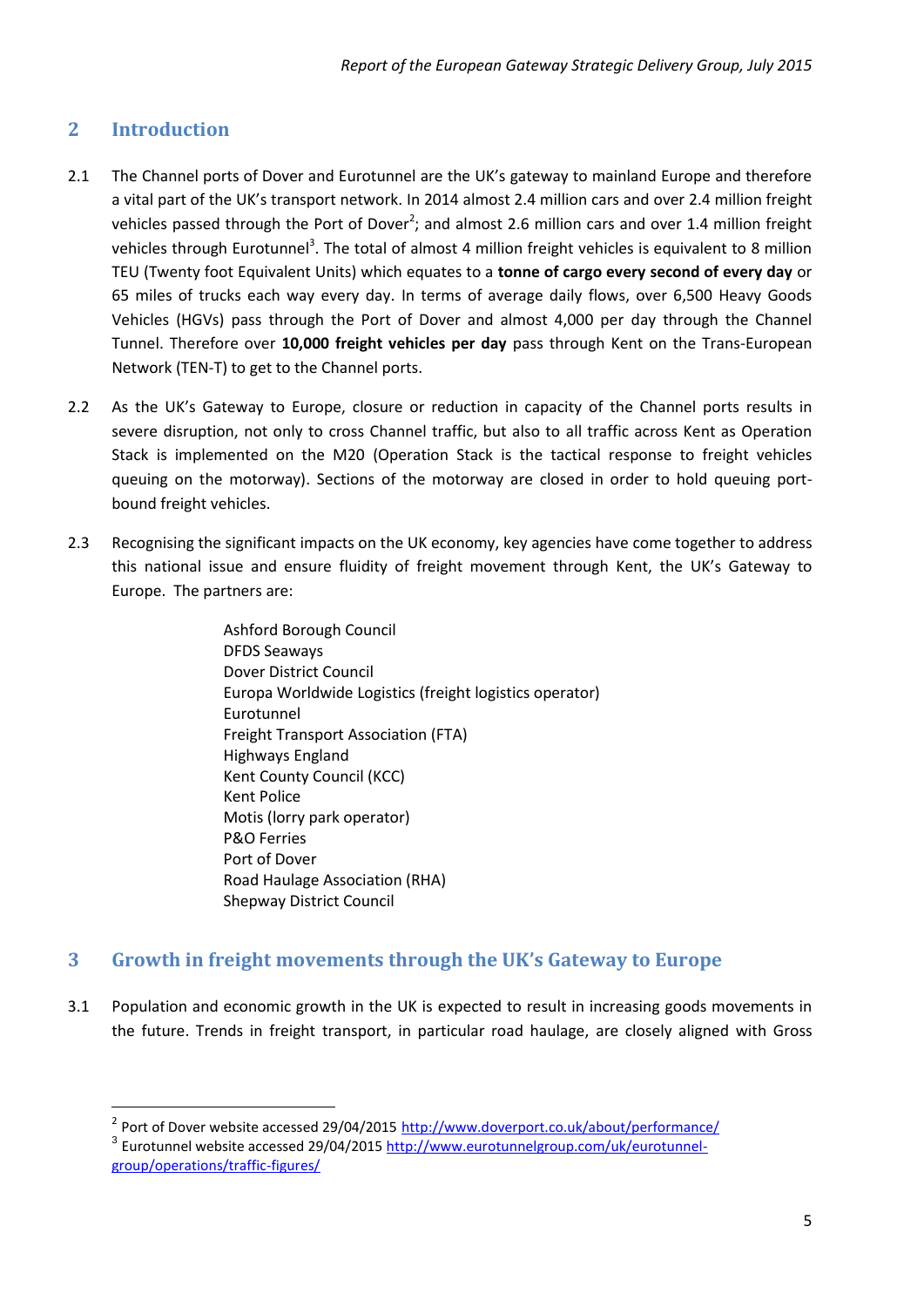## 2 Introduction

2.1 The Channel ports of Dover and Eurotunnel are the UK's gateway to mainland Europe and therefore a vital part of the UK's transport network. In 2014 almost 2.4 million cars and over 2.4 million freight vehicles passed through the Port of Dover[2]; and almost 2.6 million cars and over 1.4 million freight vehicles through Eurotunnel[3]. The total of almost 4 million freight vehicles is equivalent to 8 million TEU (Twenty foot Equivalent Units) which equates to a **tonne of cargo every second of every day** or 65 miles of trucks each way every day. In terms of average daily flows, over 6,500 Heavy Goods Vehicles (HGVs) pass through the Port of Dover and almost 4,000 per day through the Channel Tunnel. Therefore over **10,000 freight vehicles per day** pass through Kent on the Trans-European Network (TEN-T) to get to the Channel ports.

2.2 As the UK's Gateway to Europe, closure or reduction in capacity of the Channel ports results in severe disruption, not only to cross Channel traffic, but also to all traffic across Kent as Operation Stack is implemented on the M20 (Operation Stack is the tactical response to freight vehicles queuing on the motorway). Sections of the motorway are closed in order to hold queuing port-bound freight vehicles.

2.3 Recognising the significant impacts on the UK economy, key agencies have come together to address this national issue and ensure fluidity of freight movement through Kent, the UK's Gateway to Europe. The partners are:

- Ashford Borough Council
- DFDS Seaways
- Dover District Council
- Europa Worldwide Logistics (freight logistics operator)
- Eurotunnel
- Freight Transport Association (FTA)
- Highways England
- Kent County Council (KCC)
- Kent Police
- Motis (lorry park operator)
- P&O Ferries
- Port of Dover
- Road Haulage Association (RHA)
- Shepway District Council

## 3 Growth in freight movements through the UK's Gateway to Europe

3.1 Population and economic growth in the UK is expected to result in increasing goods movements in the future. Trends in freight transport, in particular road haulage, are closely aligned with Gross

---

[2] Port of Dover website accessed 29/04/2015 http://www.doverport.co.uk/about/performance/

[3] Eurotunnel website accessed 29/04/2015 http://www.eurotunnelgroup.com/uk/eurotunnel-group/operations/traffic-figures/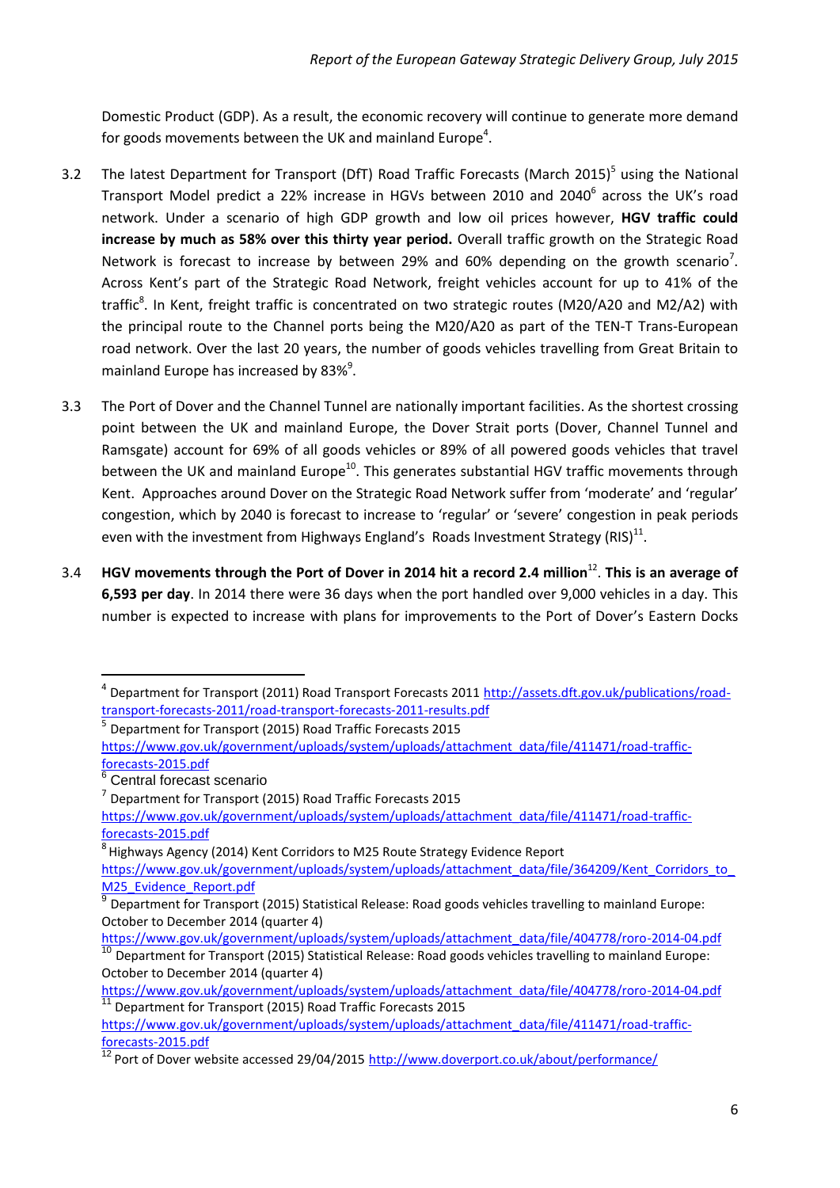Domestic Product (GDP). As a result, the economic recovery will continue to generate more demand for goods movements between the UK and mainland Europe[4].

3.2 The latest Department for Transport (DfT) Road Traffic Forecasts (March 2015)[5] using the National Transport Model predict a 22% increase in HGVs between 2010 and 2040[6] across the UK's road network. Under a scenario of high GDP growth and low oil prices however, **HGV traffic could increase by much as 58% over this thirty year period.** Overall traffic growth on the Strategic Road Network is forecast to increase by between 29% and 60% depending on the growth scenario[7]. Across Kent's part of the Strategic Road Network, freight vehicles account for up to 41% of the traffic[8]. In Kent, freight traffic is concentrated on two strategic routes (M20/A20 and M2/A2) with the principal route to the Channel ports being the M20/A20 as part of the TEN-T Trans-European road network. Over the last 20 years, the number of goods vehicles travelling from Great Britain to mainland Europe has increased by 83%[9].

3.3 The Port of Dover and the Channel Tunnel are nationally important facilities. As the shortest crossing point between the UK and mainland Europe, the Dover Strait ports (Dover, Channel Tunnel and Ramsgate) account for 69% of all goods vehicles or 89% of all powered goods vehicles that travel between the UK and mainland Europe[10]. This generates substantial HGV traffic movements through Kent. Approaches around Dover on the Strategic Road Network suffer from 'moderate' and 'regular' congestion, which by 2040 is forecast to increase to 'regular' or 'severe' congestion in peak periods even with the investment from Highways England's Roads Investment Strategy (RIS)[11].

3.4 **HGV movements through the Port of Dover in 2014 hit a record 2.4 million**[12]. **This is an average of 6,593 per day**. In 2014 there were 36 days when the port handled over 9,000 vehicles in a day. This number is expected to increase with plans for improvements to the Port of Dover's Eastern Docks

---

[4] Department for Transport (2011) Road Transport Forecasts 2011 http://assets.dft.gov.uk/publications/road-transport-forecasts-2011/road-transport-forecasts-2011-results.pdf

[5] Department for Transport (2015) Road Traffic Forecasts 2015 https://www.gov.uk/government/uploads/system/uploads/attachment_data/file/411471/road-traffic-forecasts-2015.pdf

[6] Central forecast scenario

[7] Department for Transport (2015) Road Traffic Forecasts 2015 https://www.gov.uk/government/uploads/system/uploads/attachment_data/file/411471/road-traffic-forecasts-2015.pdf

[8] Highways Agency (2014) Kent Corridors to M25 Route Strategy Evidence Report https://www.gov.uk/government/uploads/system/uploads/attachment_data/file/364209/Kent_Corridors_to_M25_Evidence_Report.pdf

[9] Department for Transport (2015) Statistical Release: Road goods vehicles travelling to mainland Europe: October to December 2014 (quarter 4) https://www.gov.uk/government/uploads/system/uploads/attachment_data/file/404778/roro-2014-04.pdf

[10] Department for Transport (2015) Statistical Release: Road goods vehicles travelling to mainland Europe: October to December 2014 (quarter 4) https://www.gov.uk/government/uploads/system/uploads/attachment_data/file/404778/roro-2014-04.pdf

[11] Department for Transport (2015) Road Traffic Forecasts 2015 https://www.gov.uk/government/uploads/system/uploads/attachment_data/file/411471/road-traffic-forecasts-2015.pdf

[12] Port of Dover website accessed 29/04/2015 http://www.doverport.co.uk/about/performance/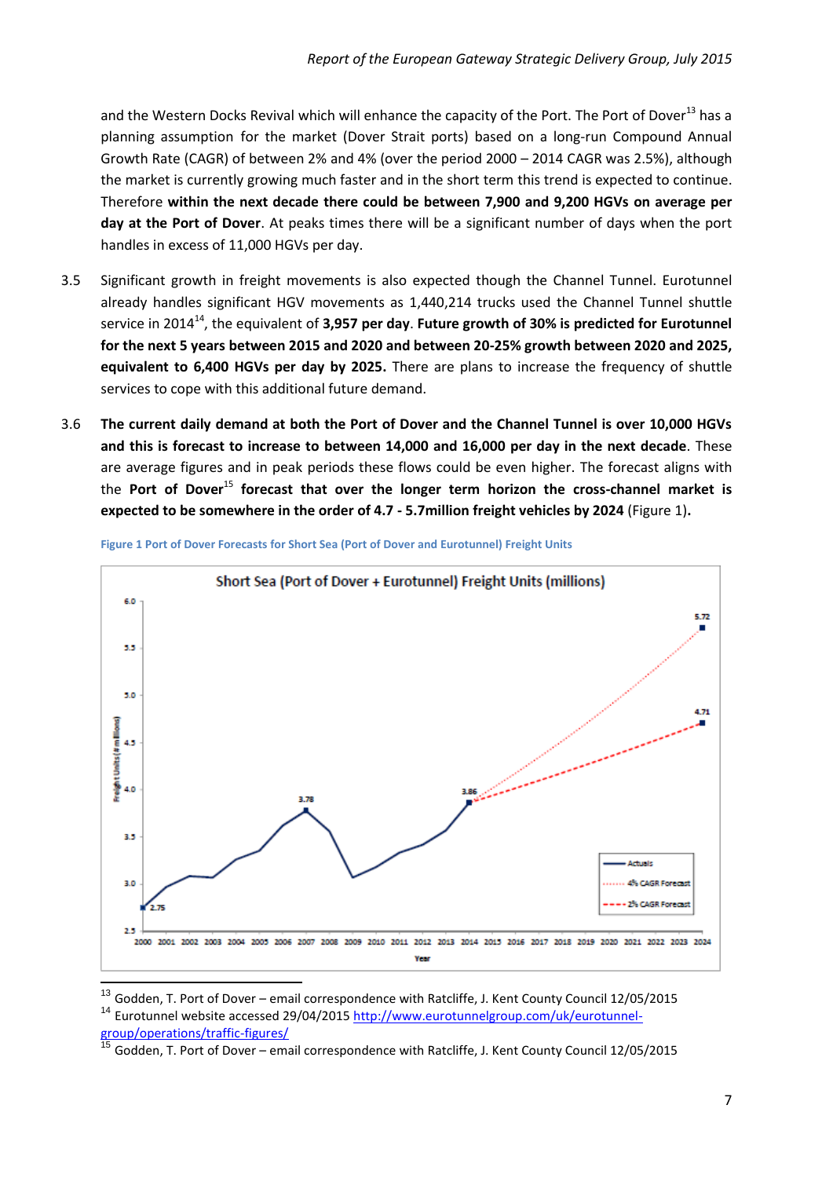and the Western Docks Revival which will enhance the capacity of the Port. The Port of Dover[13] has a planning assumption for the market (Dover Strait ports) based on a long-run Compound Annual Growth Rate (CAGR) of between 2% and 4% (over the period 2000 – 2014 CAGR was 2.5%), although the market is currently growing much faster and in the short term this trend is expected to continue. Therefore **within the next decade there could be between 7,900 and 9,200 HGVs on average per day at the Port of Dover**. At peaks times there will be a significant number of days when the port handles in excess of 11,000 HGVs per day.

3.5 Significant growth in freight movements is also expected though the Channel Tunnel. Eurotunnel already handles significant HGV movements as 1,440,214 trucks used the Channel Tunnel shuttle service in 2014[14], the equivalent of **3,957 per day**. **Future growth of 30% is predicted for Eurotunnel for the next 5 years between 2015 and 2020 and between 20-25% growth between 2020 and 2025, equivalent to 6,400 HGVs per day by 2025.** There are plans to increase the frequency of shuttle services to cope with this additional future demand.

3.6 **The current daily demand at both the Port of Dover and the Channel Tunnel is over 10,000 HGVs and this is forecast to increase to between 14,000 and 16,000 per day in the next decade**. These are average figures and in peak periods these flows could be even higher. The forecast aligns with the **Port of Dover**[15] **forecast that over the longer term horizon the cross-channel market is expected to be somewhere in the order of 4.7 - 5.7million freight vehicles by 2024** (Figure 1)**.**

Figure 1 Port of Dover Forecasts for Short Sea (Port of Dover and Eurotunnel) Freight Units

Short Sea (Port of Dover + Eurotunnel) Freight Units (millions)

---

[13] Godden, T. Port of Dover – email correspondence with Ratcliffe, J. Kent County Council 12/05/2015

[14] Eurotunnel website accessed 29/04/2015 http://www.eurotunnelgroup.com/uk/eurotunnel-group/operations/traffic-figures/

[15] Godden, T. Port of Dover – email correspondence with Ratcliffe, J. Kent County Council 12/05/2015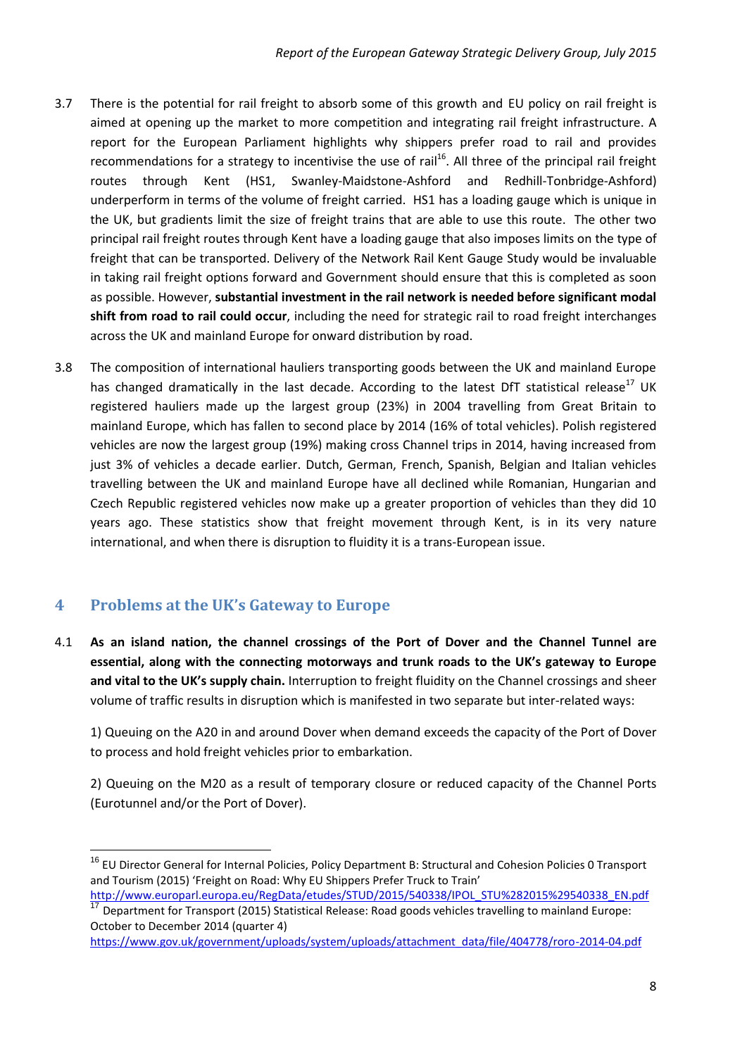3.7 There is the potential for rail freight to absorb some of this growth and EU policy on rail freight is aimed at opening up the market to more competition and integrating rail freight infrastructure. A report for the European Parliament highlights why shippers prefer road to rail and provides recommendations for a strategy to incentivise the use of rail[16]. All three of the principal rail freight routes through Kent (HS1, Swanley-Maidstone-Ashford and Redhill-Tonbridge-Ashford) underperform in terms of the volume of freight carried. HS1 has a loading gauge which is unique in the UK, but gradients limit the size of freight trains that are able to use this route. The other two principal rail freight routes through Kent have a loading gauge that also imposes limits on the type of freight that can be transported. Delivery of the Network Rail Kent Gauge Study would be invaluable in taking rail freight options forward and Government should ensure that this is completed as soon as possible. However, **substantial investment in the rail network is needed before significant modal shift from road to rail could occur**, including the need for strategic rail to road freight interchanges across the UK and mainland Europe for onward distribution by road.

3.8 The composition of international hauliers transporting goods between the UK and mainland Europe has changed dramatically in the last decade. According to the latest DfT statistical release[17] UK registered hauliers made up the largest group (23%) in 2004 travelling from Great Britain to mainland Europe, which has fallen to second place by 2014 (16% of total vehicles). Polish registered vehicles are now the largest group (19%) making cross Channel trips in 2014, having increased from just 3% of vehicles a decade earlier. Dutch, German, French, Spanish, Belgian and Italian vehicles travelling between the UK and mainland Europe have all declined while Romanian, Hungarian and Czech Republic registered vehicles now make up a greater proportion of vehicles than they did 10 years ago. These statistics show that freight movement through Kent, is in its very nature international, and when there is disruption to fluidity it is a trans-European issue.

## 4 Problems at the UK's Gateway to Europe

4.1 **As an island nation, the channel crossings of the Port of Dover and the Channel Tunnel are essential, along with the connecting motorways and trunk roads to the UK's gateway to Europe and vital to the UK's supply chain.** Interruption to freight fluidity on the Channel crossings and sheer volume of traffic results in disruption which is manifested in two separate but inter-related ways:

1) Queuing on the A20 in and around Dover when demand exceeds the capacity of the Port of Dover to process and hold freight vehicles prior to embarkation.

2) Queuing on the M20 as a result of temporary closure or reduced capacity of the Channel Ports (Eurotunnel and/or the Port of Dover).

---

[16] EU Director General for Internal Policies, Policy Department B: Structural and Cohesion Policies 0 Transport and Tourism (2015) 'Freight on Road: Why EU Shippers Prefer Truck to Train' http://www.europarl.europa.eu/RegData/etudes/STUD/2015/540338/IPOL_STU%282015%29540338_EN.pdf

[17] Department for Transport (2015) Statistical Release: Road goods vehicles travelling to mainland Europe: October to December 2014 (quarter 4) https://www.gov.uk/government/uploads/system/uploads/attachment_data/file/404778/roro-2014-04.pdf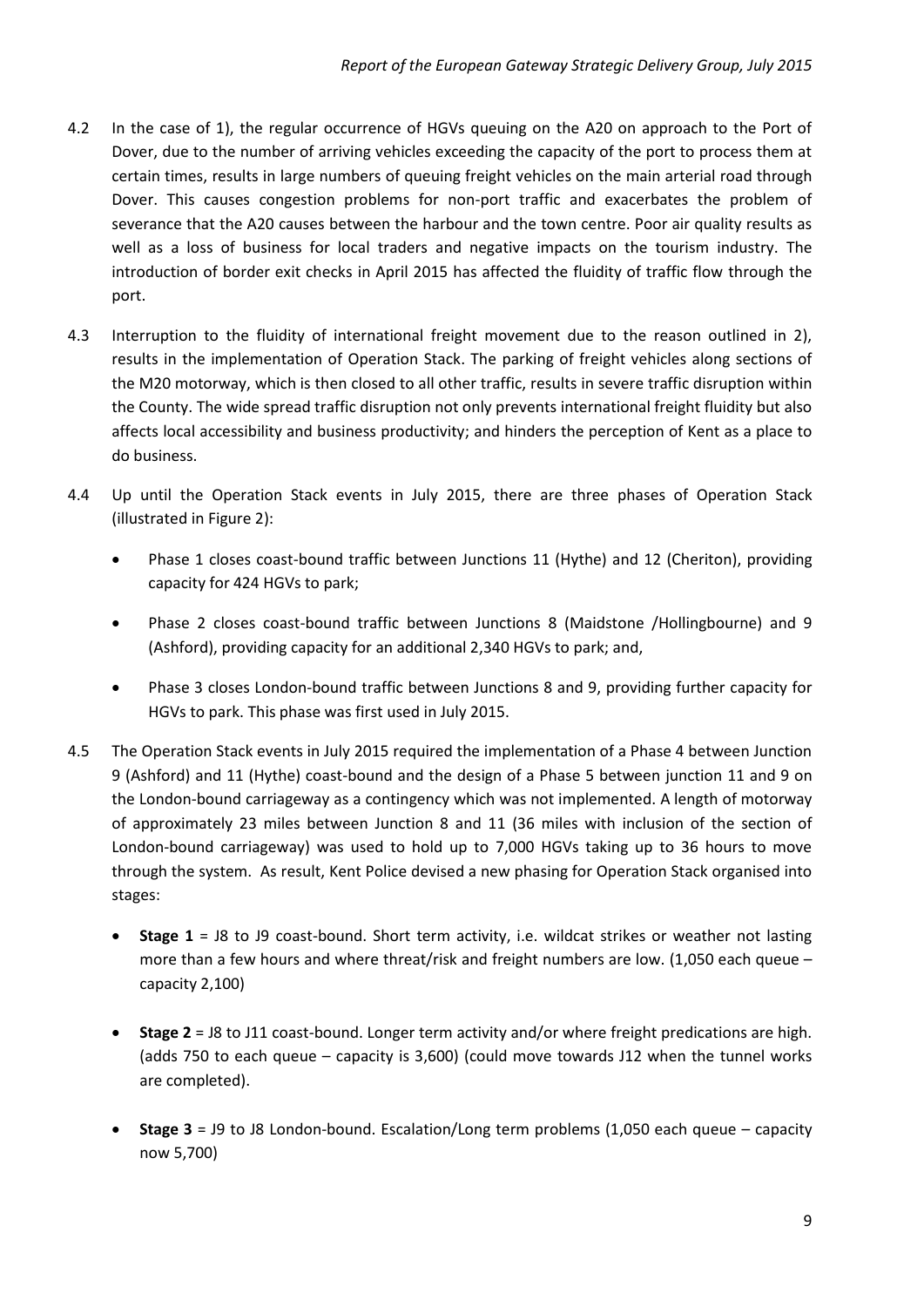4.2 In the case of 1), the regular occurrence of HGVs queuing on the A20 on approach to the Port of Dover, due to the number of arriving vehicles exceeding the capacity of the port to process them at certain times, results in large numbers of queuing freight vehicles on the main arterial road through Dover. This causes congestion problems for non-port traffic and exacerbates the problem of severance that the A20 causes between the harbour and the town centre. Poor air quality results as well as a loss of business for local traders and negative impacts on the tourism industry. The introduction of border exit checks in April 2015 has affected the fluidity of traffic flow through the port.

4.3 Interruption to the fluidity of international freight movement due to the reason outlined in 2), results in the implementation of Operation Stack. The parking of freight vehicles along sections of the M20 motorway, which is then closed to all other traffic, results in severe traffic disruption within the County. The wide spread traffic disruption not only prevents international freight fluidity but also affects local accessibility and business productivity; and hinders the perception of Kent as a place to do business.

4.4 Up until the Operation Stack events in July 2015, there are three phases of Operation Stack (illustrated in Figure 2):

- Phase 1 closes coast-bound traffic between Junctions 11 (Hythe) and 12 (Cheriton), providing capacity for 424 HGVs to park;
- Phase 2 closes coast-bound traffic between Junctions 8 (Maidstone /Hollingbourne) and 9 (Ashford), providing capacity for an additional 2,340 HGVs to park; and,
- Phase 3 closes London-bound traffic between Junctions 8 and 9, providing further capacity for HGVs to park. This phase was first used in July 2015.

4.5 The Operation Stack events in July 2015 required the implementation of a Phase 4 between Junction 9 (Ashford) and 11 (Hythe) coast-bound and the design of a Phase 5 between junction 11 and 9 on the London-bound carriageway as a contingency which was not implemented. A length of motorway of approximately 23 miles between Junction 8 and 11 (36 miles with inclusion of the section of London-bound carriageway) was used to hold up to 7,000 HGVs taking up to 36 hours to move through the system. As result, Kent Police devised a new phasing for Operation Stack organised into stages:

- **Stage 1** = J8 to J9 coast-bound. Short term activity, i.e. wildcat strikes or weather not lasting more than a few hours and where threat/risk and freight numbers are low. (1,050 each queue – capacity 2,100)
- **Stage 2** = J8 to J11 coast-bound. Longer term activity and/or where freight predications are high. (adds 750 to each queue – capacity is 3,600) (could move towards J12 when the tunnel works are completed).
- **Stage 3** = J9 to J8 London-bound. Escalation/Long term problems (1,050 each queue – capacity now 5,700)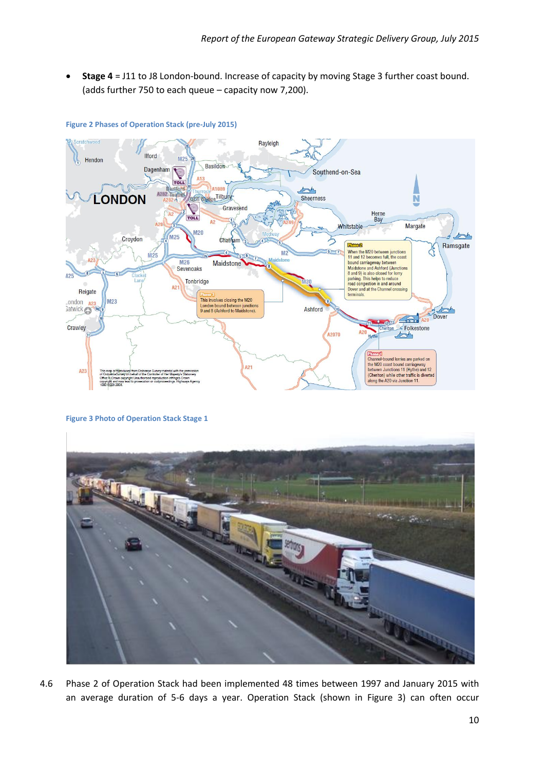- **Stage 4** = J11 to J8 London-bound. Increase of capacity by moving Stage 3 further coast bound. (adds further 750 to each queue – capacity now 7,200).

Figure 2 Phases of Operation Stack (pre-July 2015)

Figure 3 Photo of Operation Stack Stage 1

4.6 Phase 2 of Operation Stack had been implemented 48 times between 1997 and January 2015 with an average duration of 5-6 days a year. Operation Stack (shown in Figure 3) can often occur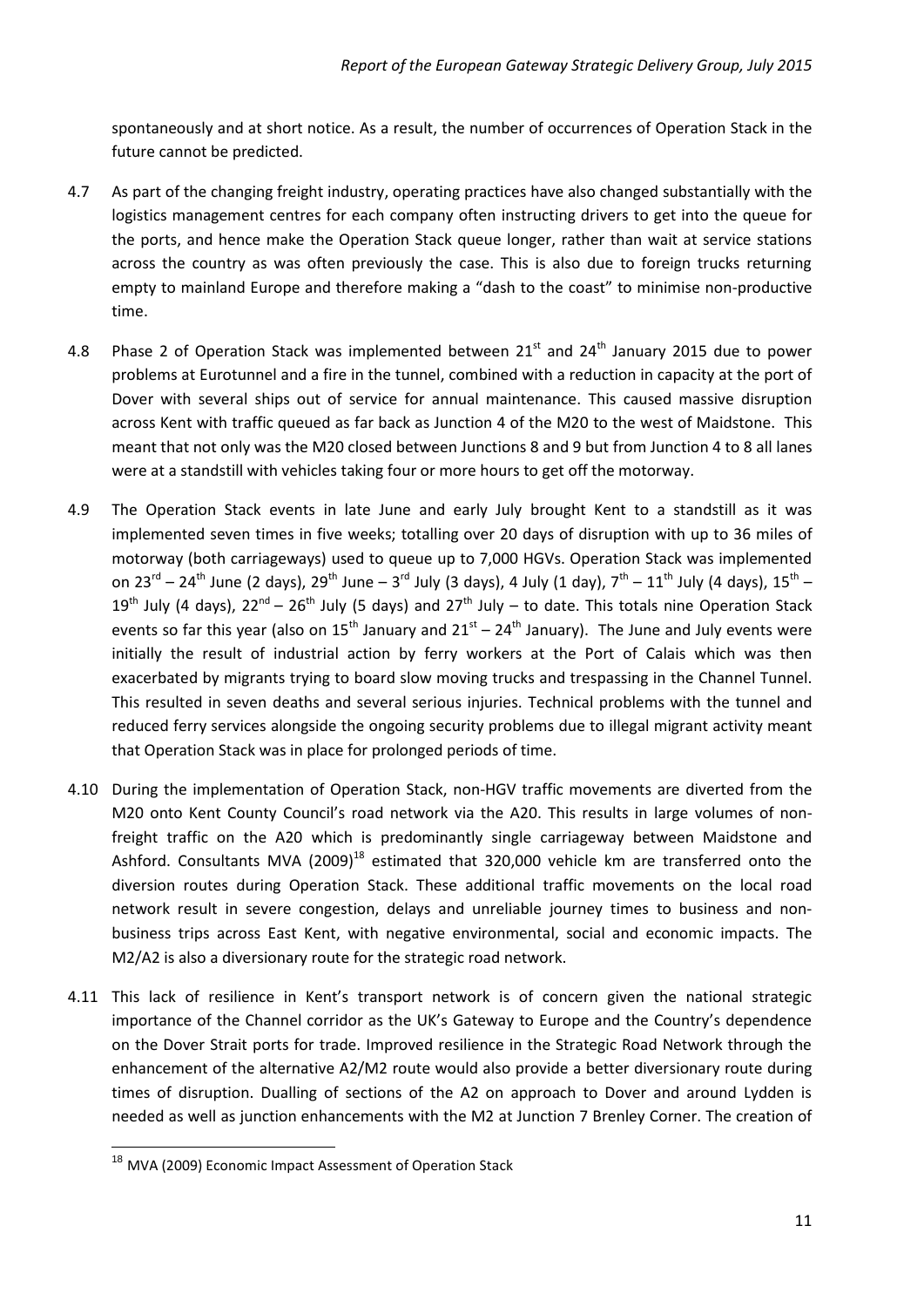spontaneously and at short notice. As a result, the number of occurrences of Operation Stack in the future cannot be predicted.

4.7 As part of the changing freight industry, operating practices have also changed substantially with the logistics management centres for each company often instructing drivers to get into the queue for the ports, and hence make the Operation Stack queue longer, rather than wait at service stations across the country as was often previously the case. This is also due to foreign trucks returning empty to mainland Europe and therefore making a "dash to the coast" to minimise non-productive time.

4.8 Phase 2 of Operation Stack was implemented between 21st and 24th January 2015 due to power problems at Eurotunnel and a fire in the tunnel, combined with a reduction in capacity at the port of Dover with several ships out of service for annual maintenance. This caused massive disruption across Kent with traffic queued as far back as Junction 4 of the M20 to the west of Maidstone. This meant that not only was the M20 closed between Junctions 8 and 9 but from Junction 4 to 8 all lanes were at a standstill with vehicles taking four or more hours to get off the motorway.

4.9 The Operation Stack events in late June and early July brought Kent to a standstill as it was implemented seven times in five weeks; totalling over 20 days of disruption with up to 36 miles of motorway (both carriageways) used to queue up to 7,000 HGVs. Operation Stack was implemented on 23rd – 24th June (2 days), 29th June – 3rd July (3 days), 4 July (1 day), 7th – 11th July (4 days), 15th – 19th July (4 days), 22nd – 26th July (5 days) and 27th July – to date. This totals nine Operation Stack events so far this year (also on 15th January and 21st – 24th January). The June and July events were initially the result of industrial action by ferry workers at the Port of Calais which was then exacerbated by migrants trying to board slow moving trucks and trespassing in the Channel Tunnel. This resulted in seven deaths and several serious injuries. Technical problems with the tunnel and reduced ferry services alongside the ongoing security problems due to illegal migrant activity meant that Operation Stack was in place for prolonged periods of time.

4.10 During the implementation of Operation Stack, non-HGV traffic movements are diverted from the M20 onto Kent County Council's road network via the A20. This results in large volumes of non-freight traffic on the A20 which is predominantly single carriageway between Maidstone and Ashford. Consultants MVA (2009)[18] estimated that 320,000 vehicle km are transferred onto the diversion routes during Operation Stack. These additional traffic movements on the local road network result in severe congestion, delays and unreliable journey times to business and non-business trips across East Kent, with negative environmental, social and economic impacts. The M2/A2 is also a diversionary route for the strategic road network.

4.11 This lack of resilience in Kent's transport network is of concern given the national strategic importance of the Channel corridor as the UK's Gateway to Europe and the Country's dependence on the Dover Strait ports for trade. Improved resilience in the Strategic Road Network through the enhancement of the alternative A2/M2 route would also provide a better diversionary route during times of disruption. Dualling of sections of the A2 on approach to Dover and around Lydden is needed as well as junction enhancements with the M2 at Junction 7 Brenley Corner. The creation of

---

[18] MVA (2009) Economic Impact Assessment of Operation Stack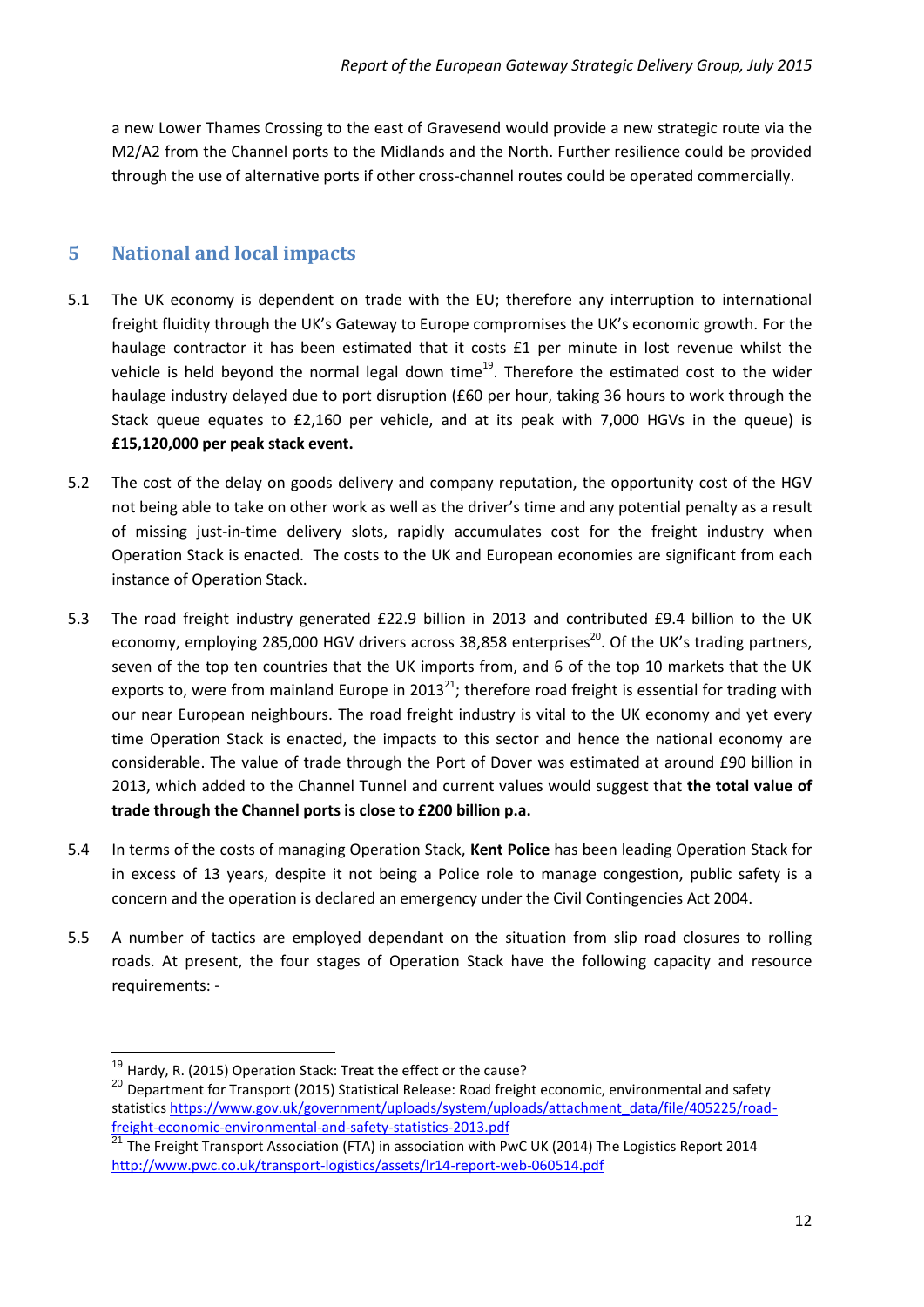a new Lower Thames Crossing to the east of Gravesend would provide a new strategic route via the M2/A2 from the Channel ports to the Midlands and the North. Further resilience could be provided through the use of alternative ports if other cross-channel routes could be operated commercially.

## 5 National and local impacts

5.1 The UK economy is dependent on trade with the EU; therefore any interruption to international freight fluidity through the UK's Gateway to Europe compromises the UK's economic growth. For the haulage contractor it has been estimated that it costs £1 per minute in lost revenue whilst the vehicle is held beyond the normal legal down time[19]. Therefore the estimated cost to the wider haulage industry delayed due to port disruption (£60 per hour, taking 36 hours to work through the Stack queue equates to £2,160 per vehicle, and at its peak with 7,000 HGVs in the queue) is **£15,120,000 per peak stack event.**

5.2 The cost of the delay on goods delivery and company reputation, the opportunity cost of the HGV not being able to take on other work as well as the driver's time and any potential penalty as a result of missing just-in-time delivery slots, rapidly accumulates cost for the freight industry when Operation Stack is enacted. The costs to the UK and European economies are significant from each instance of Operation Stack.

5.3 The road freight industry generated £22.9 billion in 2013 and contributed £9.4 billion to the UK economy, employing 285,000 HGV drivers across 38,858 enterprises[20]. Of the UK's trading partners, seven of the top ten countries that the UK imports from, and 6 of the top 10 markets that the UK exports to, were from mainland Europe in 2013[21]; therefore road freight is essential for trading with our near European neighbours. The road freight industry is vital to the UK economy and yet every time Operation Stack is enacted, the impacts to this sector and hence the national economy are considerable. The value of trade through the Port of Dover was estimated at around £90 billion in 2013, which added to the Channel Tunnel and current values would suggest that **the total value of trade through the Channel ports is close to £200 billion p.a.**

5.4 In terms of the costs of managing Operation Stack, **Kent Police** has been leading Operation Stack for in excess of 13 years, despite it not being a Police role to manage congestion, public safety is a concern and the operation is declared an emergency under the Civil Contingencies Act 2004.

5.5 A number of tactics are employed dependant on the situation from slip road closures to rolling roads. At present, the four stages of Operation Stack have the following capacity and resource requirements: -

---

[19] Hardy, R. (2015) Operation Stack: Treat the effect or the cause?

[20] Department for Transport (2015) Statistical Release: Road freight economic, environmental and safety statistics https://www.gov.uk/government/uploads/system/uploads/attachment_data/file/405225/road-freight-economic-environmental-and-safety-statistics-2013.pdf

[21] The Freight Transport Association (FTA) in association with PwC UK (2014) The Logistics Report 2014 http://www.pwc.co.uk/transport-logistics/assets/lr14-report-web-060514.pdf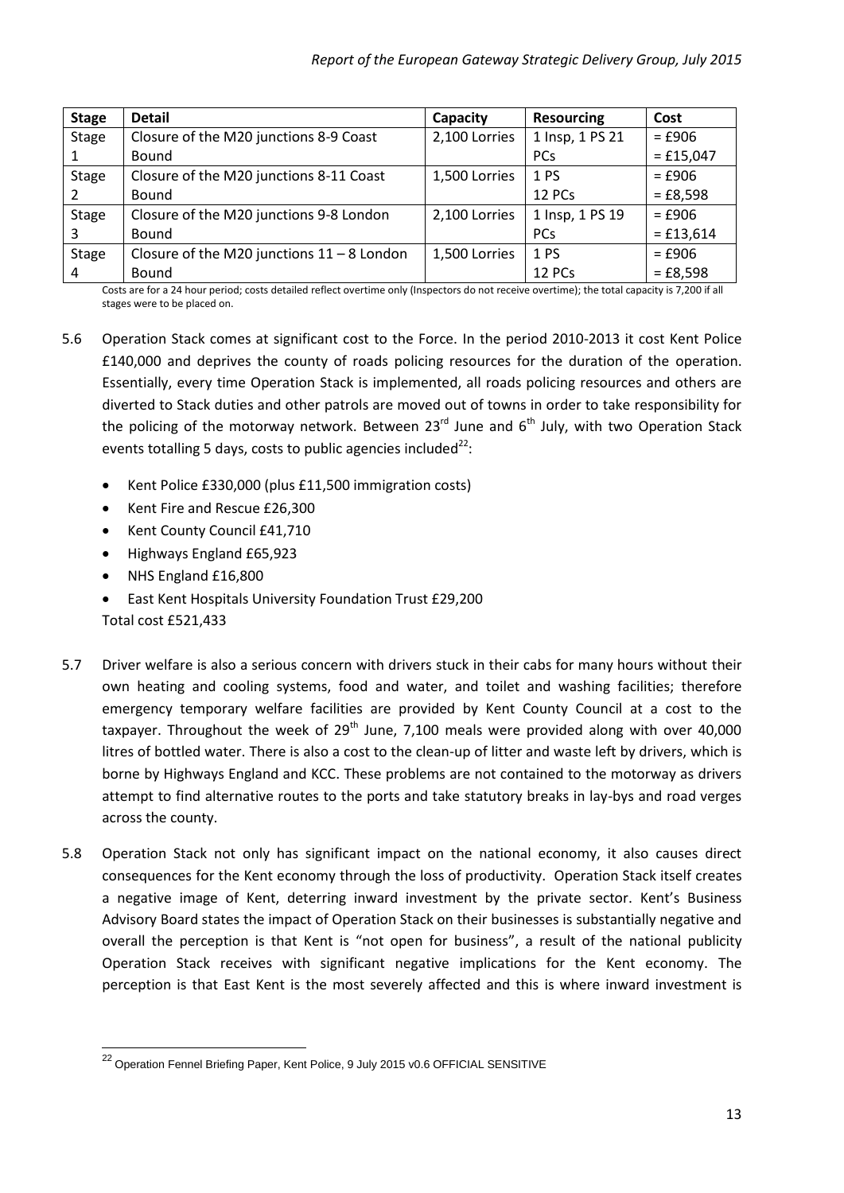| Stage | Detail | Capacity | Resourcing | Cost |
|---|---|---|---|---|
| Stage 1 | Closure of the M20 junctions 8-9 Coast Bound | 2,100 Lorries | 1 Insp, 1 PS 21 PCs | = £906 = £15,047 |
| Stage 2 | Closure of the M20 junctions 8-11 Coast Bound | 1,500 Lorries | 1 PS 12 PCs | = £906 = £8,598 |
| Stage 3 | Closure of the M20 junctions 9-8 London Bound | 2,100 Lorries | 1 Insp, 1 PS 19 PCs | = £906 = £13,614 |
| Stage 4 | Closure of the M20 junctions 11 – 8 London Bound | 1,500 Lorries | 1 PS 12 PCs | = £906 = £8,598 |

Costs are for a 24 hour period; costs detailed reflect overtime only (Inspectors do not receive overtime); the total capacity is 7,200 if all stages were to be placed on.

5.6 Operation Stack comes at significant cost to the Force. In the period 2010-2013 it cost Kent Police £140,000 and deprives the county of roads policing resources for the duration of the operation. Essentially, every time Operation Stack is implemented, all roads policing resources and others are diverted to Stack duties and other patrols are moved out of towns in order to take responsibility for the policing of the motorway network. Between 23rd June and 6th July, with two Operation Stack events totalling 5 days, costs to public agencies included[22]:

- Kent Police £330,000 (plus £11,500 immigration costs)
- Kent Fire and Rescue £26,300
- Kent County Council £41,710
- Highways England £65,923
- NHS England £16,800
- East Kent Hospitals University Foundation Trust £29,200

Total cost £521,433

5.7 Driver welfare is also a serious concern with drivers stuck in their cabs for many hours without their own heating and cooling systems, food and water, and toilet and washing facilities; therefore emergency temporary welfare facilities are provided by Kent County Council at a cost to the taxpayer. Throughout the week of 29th June, 7,100 meals were provided along with over 40,000 litres of bottled water. There is also a cost to the clean-up of litter and waste left by drivers, which is borne by Highways England and KCC. These problems are not contained to the motorway as drivers attempt to find alternative routes to the ports and take statutory breaks in lay-bys and road verges across the county.

5.8 Operation Stack not only has significant impact on the national economy, it also causes direct consequences for the Kent economy through the loss of productivity. Operation Stack itself creates a negative image of Kent, deterring inward investment by the private sector. Kent's Business Advisory Board states the impact of Operation Stack on their businesses is substantially negative and overall the perception is that Kent is "not open for business", a result of the national publicity Operation Stack receives with significant negative implications for the Kent economy. The perception is that East Kent is the most severely affected and this is where inward investment is

[22] Operation Fennel Briefing Paper, Kent Police, 9 July 2015 v0.6 OFFICIAL SENSITIVE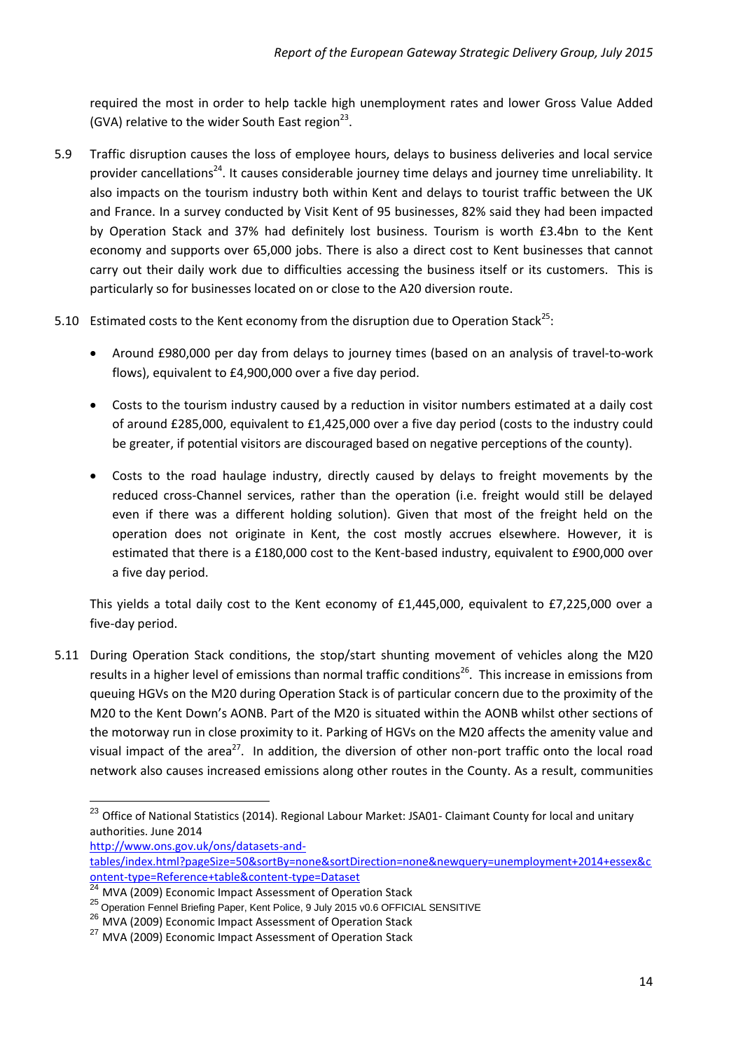required the most in order to help tackle high unemployment rates and lower Gross Value Added (GVA) relative to the wider South East region[23].

5.9 Traffic disruption causes the loss of employee hours, delays to business deliveries and local service provider cancellations[24]. It causes considerable journey time delays and journey time unreliability. It also impacts on the tourism industry both within Kent and delays to tourist traffic between the UK and France. In a survey conducted by Visit Kent of 95 businesses, 82% said they had been impacted by Operation Stack and 37% had definitely lost business. Tourism is worth £3.4bn to the Kent economy and supports over 65,000 jobs. There is also a direct cost to Kent businesses that cannot carry out their daily work due to difficulties accessing the business itself or its customers. This is particularly so for businesses located on or close to the A20 diversion route.

5.10 Estimated costs to the Kent economy from the disruption due to Operation Stack[25]:

- Around £980,000 per day from delays to journey times (based on an analysis of travel-to-work flows), equivalent to £4,900,000 over a five day period.
- Costs to the tourism industry caused by a reduction in visitor numbers estimated at a daily cost of around £285,000, equivalent to £1,425,000 over a five day period (costs to the industry could be greater, if potential visitors are discouraged based on negative perceptions of the county).
- Costs to the road haulage industry, directly caused by delays to freight movements by the reduced cross-Channel services, rather than the operation (i.e. freight would still be delayed even if there was a different holding solution). Given that most of the freight held on the operation does not originate in Kent, the cost mostly accrues elsewhere. However, it is estimated that there is a £180,000 cost to the Kent-based industry, equivalent to £900,000 over a five day period.

This yields a total daily cost to the Kent economy of £1,445,000, equivalent to £7,225,000 over a five-day period.

5.11 During Operation Stack conditions, the stop/start shunting movement of vehicles along the M20 results in a higher level of emissions than normal traffic conditions[26]. This increase in emissions from queuing HGVs on the M20 during Operation Stack is of particular concern due to the proximity of the M20 to the Kent Down's AONB. Part of the M20 is situated within the AONB whilst other sections of the motorway run in close proximity to it. Parking of HGVs on the M20 affects the amenity value and visual impact of the area[27]. In addition, the diversion of other non-port traffic onto the local road network also causes increased emissions along other routes in the County. As a result, communities

---

[23] Office of National Statistics (2014). Regional Labour Market: JSA01- Claimant County for local and unitary authorities. June 2014 http://www.ons.gov.uk/ons/datasets-and-tables/index.html?pageSize=50&sortBy=none&sortDirection=none&newquery=unemployment+2014+essex&content-type=Reference+table&content-type=Dataset

[24] MVA (2009) Economic Impact Assessment of Operation Stack

[25] Operation Fennel Briefing Paper, Kent Police, 9 July 2015 v0.6 OFFICIAL SENSITIVE

[26] MVA (2009) Economic Impact Assessment of Operation Stack

[27] MVA (2009) Economic Impact Assessment of Operation Stack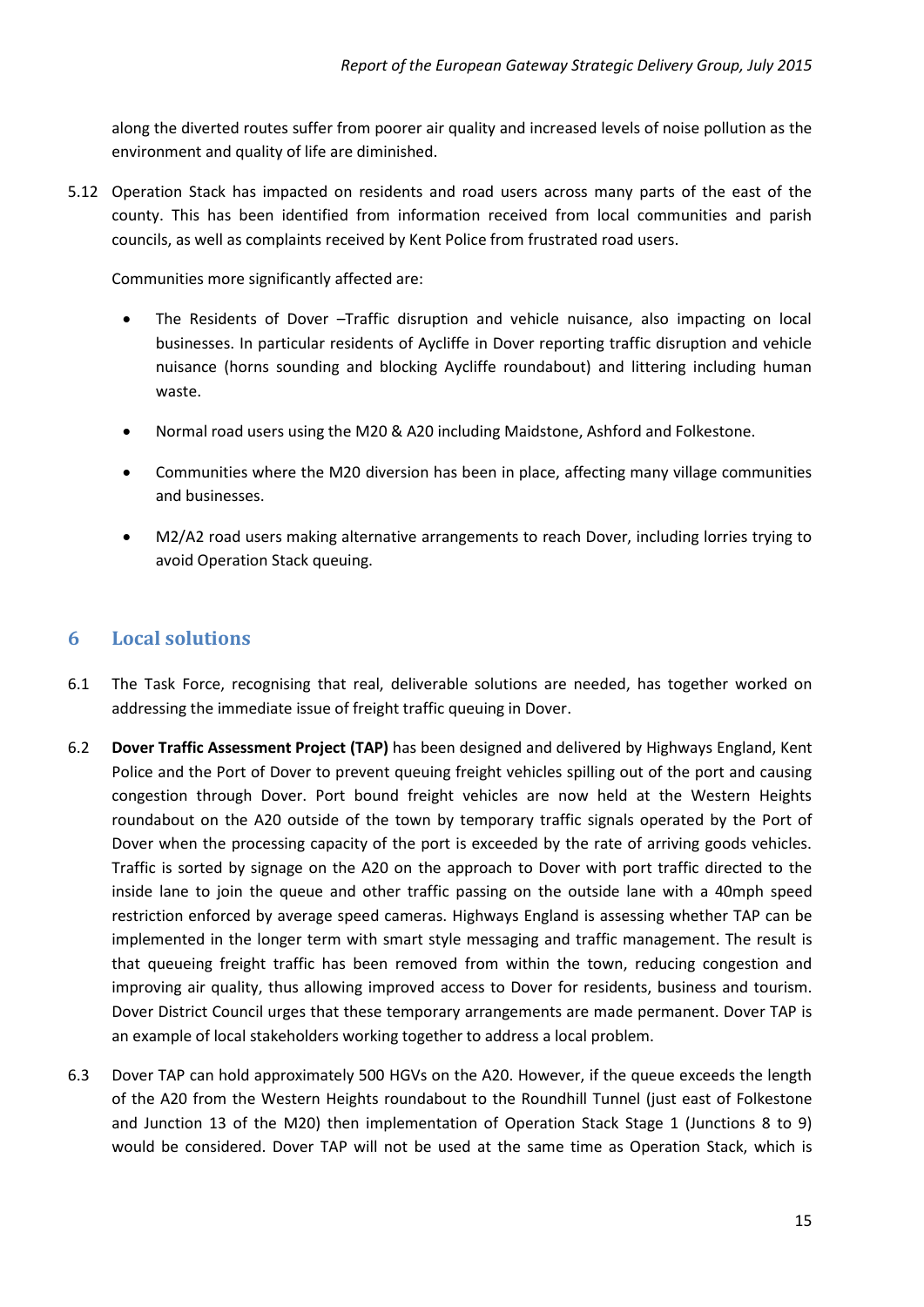along the diverted routes suffer from poorer air quality and increased levels of noise pollution as the environment and quality of life are diminished.

5.12 Operation Stack has impacted on residents and road users across many parts of the east of the county. This has been identified from information received from local communities and parish councils, as well as complaints received by Kent Police from frustrated road users.

Communities more significantly affected are:

- The Residents of Dover –Traffic disruption and vehicle nuisance, also impacting on local businesses. In particular residents of Aycliffe in Dover reporting traffic disruption and vehicle nuisance (horns sounding and blocking Aycliffe roundabout) and littering including human waste.
- Normal road users using the M20 & A20 including Maidstone, Ashford and Folkestone.
- Communities where the M20 diversion has been in place, affecting many village communities and businesses.
- M2/A2 road users making alternative arrangements to reach Dover, including lorries trying to avoid Operation Stack queuing.

## 6 Local solutions

6.1 The Task Force, recognising that real, deliverable solutions are needed, has together worked on addressing the immediate issue of freight traffic queuing in Dover.

6.2 **Dover Traffic Assessment Project (TAP)** has been designed and delivered by Highways England, Kent Police and the Port of Dover to prevent queuing freight vehicles spilling out of the port and causing congestion through Dover. Port bound freight vehicles are now held at the Western Heights roundabout on the A20 outside of the town by temporary traffic signals operated by the Port of Dover when the processing capacity of the port is exceeded by the rate of arriving goods vehicles. Traffic is sorted by signage on the A20 on the approach to Dover with port traffic directed to the inside lane to join the queue and other traffic passing on the outside lane with a 40mph speed restriction enforced by average speed cameras. Highways England is assessing whether TAP can be implemented in the longer term with smart style messaging and traffic management. The result is that queueing freight traffic has been removed from within the town, reducing congestion and improving air quality, thus allowing improved access to Dover for residents, business and tourism. Dover District Council urges that these temporary arrangements are made permanent. Dover TAP is an example of local stakeholders working together to address a local problem.

6.3 Dover TAP can hold approximately 500 HGVs on the A20. However, if the queue exceeds the length of the A20 from the Western Heights roundabout to the Roundhill Tunnel (just east of Folkestone and Junction 13 of the M20) then implementation of Operation Stack Stage 1 (Junctions 8 to 9) would be considered. Dover TAP will not be used at the same time as Operation Stack, which is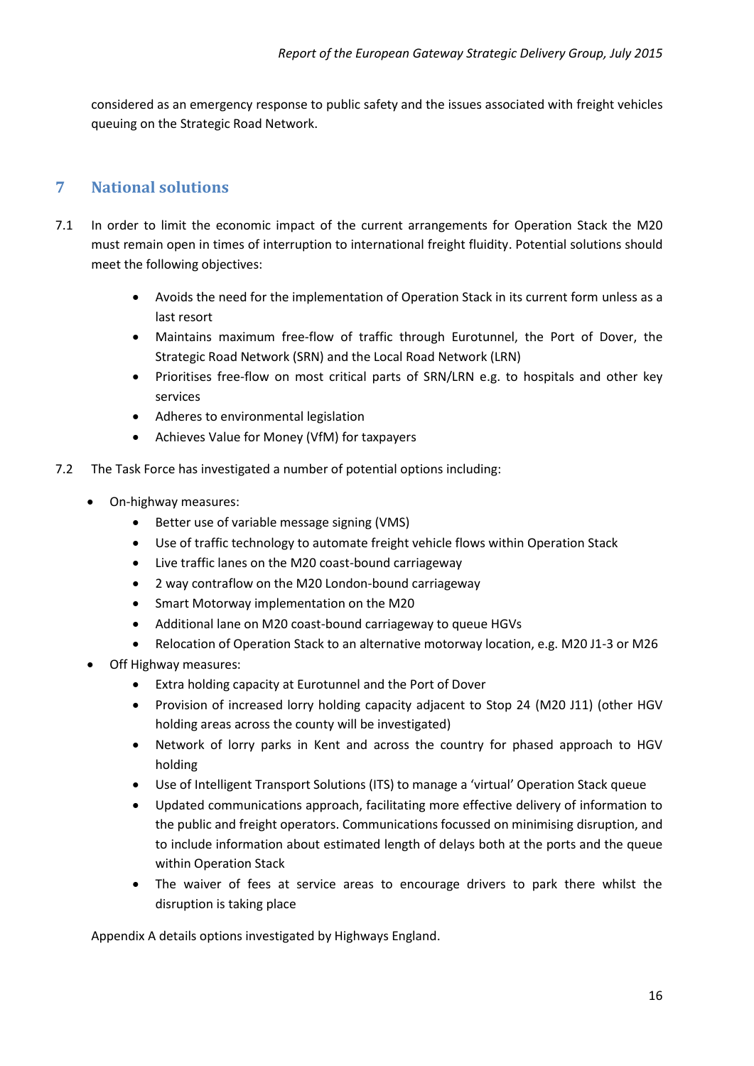considered as an emergency response to public safety and the issues associated with freight vehicles queuing on the Strategic Road Network.

## 7 National solutions

7.1 In order to limit the economic impact of the current arrangements for Operation Stack the M20 must remain open in times of interruption to international freight fluidity. Potential solutions should meet the following objectives:

- Avoids the need for the implementation of Operation Stack in its current form unless as a last resort
- Maintains maximum free-flow of traffic through Eurotunnel, the Port of Dover, the Strategic Road Network (SRN) and the Local Road Network (LRN)
- Prioritises free-flow on most critical parts of SRN/LRN e.g. to hospitals and other key services
- Adheres to environmental legislation
- Achieves Value for Money (VfM) for taxpayers

7.2 The Task Force has investigated a number of potential options including:

- On-highway measures:
  - Better use of variable message signing (VMS)
  - Use of traffic technology to automate freight vehicle flows within Operation Stack
  - Live traffic lanes on the M20 coast-bound carriageway
  - 2 way contraflow on the M20 London-bound carriageway
  - Smart Motorway implementation on the M20
  - Additional lane on M20 coast-bound carriageway to queue HGVs
  - Relocation of Operation Stack to an alternative motorway location, e.g. M20 J1-3 or M26
- Off Highway measures:
  - Extra holding capacity at Eurotunnel and the Port of Dover
  - Provision of increased lorry holding capacity adjacent to Stop 24 (M20 J11) (other HGV holding areas across the county will be investigated)
  - Network of lorry parks in Kent and across the country for phased approach to HGV holding
  - Use of Intelligent Transport Solutions (ITS) to manage a 'virtual' Operation Stack queue
  - Updated communications approach, facilitating more effective delivery of information to the public and freight operators. Communications focussed on minimising disruption, and to include information about estimated length of delays both at the ports and the queue within Operation Stack
  - The waiver of fees at service areas to encourage drivers to park there whilst the disruption is taking place

Appendix A details options investigated by Highways England.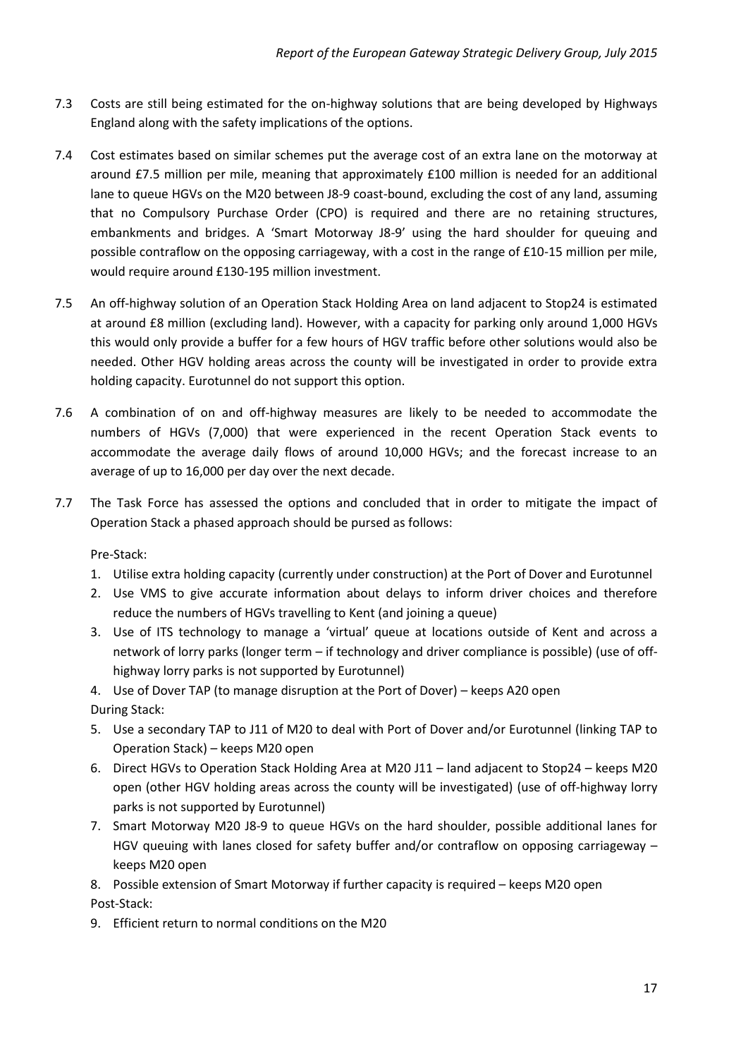7.3 Costs are still being estimated for the on-highway solutions that are being developed by Highways England along with the safety implications of the options.

7.4 Cost estimates based on similar schemes put the average cost of an extra lane on the motorway at around £7.5 million per mile, meaning that approximately £100 million is needed for an additional lane to queue HGVs on the M20 between J8-9 coast-bound, excluding the cost of any land, assuming that no Compulsory Purchase Order (CPO) is required and there are no retaining structures, embankments and bridges. A 'Smart Motorway J8-9' using the hard shoulder for queuing and possible contraflow on the opposing carriageway, with a cost in the range of £10-15 million per mile, would require around £130-195 million investment.

7.5 An off-highway solution of an Operation Stack Holding Area on land adjacent to Stop24 is estimated at around £8 million (excluding land). However, with a capacity for parking only around 1,000 HGVs this would only provide a buffer for a few hours of HGV traffic before other solutions would also be needed. Other HGV holding areas across the county will be investigated in order to provide extra holding capacity. Eurotunnel do not support this option.

7.6 A combination of on and off-highway measures are likely to be needed to accommodate the numbers of HGVs (7,000) that were experienced in the recent Operation Stack events to accommodate the average daily flows of around 10,000 HGVs; and the forecast increase to an average of up to 16,000 per day over the next decade.

7.7 The Task Force has assessed the options and concluded that in order to mitigate the impact of Operation Stack a phased approach should be pursed as follows:

Pre-Stack:

1. Utilise extra holding capacity (currently under construction) at the Port of Dover and Eurotunnel
2. Use VMS to give accurate information about delays to inform driver choices and therefore reduce the numbers of HGVs travelling to Kent (and joining a queue)
3. Use of ITS technology to manage a 'virtual' queue at locations outside of Kent and across a network of lorry parks (longer term – if technology and driver compliance is possible) (use of off-highway lorry parks is not supported by Eurotunnel)
4. Use of Dover TAP (to manage disruption at the Port of Dover) – keeps A20 open

During Stack:

5. Use a secondary TAP to J11 of M20 to deal with Port of Dover and/or Eurotunnel (linking TAP to Operation Stack) – keeps M20 open
6. Direct HGVs to Operation Stack Holding Area at M20 J11 – land adjacent to Stop24 – keeps M20 open (other HGV holding areas across the county will be investigated) (use of off-highway lorry parks is not supported by Eurotunnel)
7. Smart Motorway M20 J8-9 to queue HGVs on the hard shoulder, possible additional lanes for HGV queuing with lanes closed for safety buffer and/or contraflow on opposing carriageway – keeps M20 open
8. Possible extension of Smart Motorway if further capacity is required – keeps M20 open

Post-Stack:

9. Efficient return to normal conditions on the M20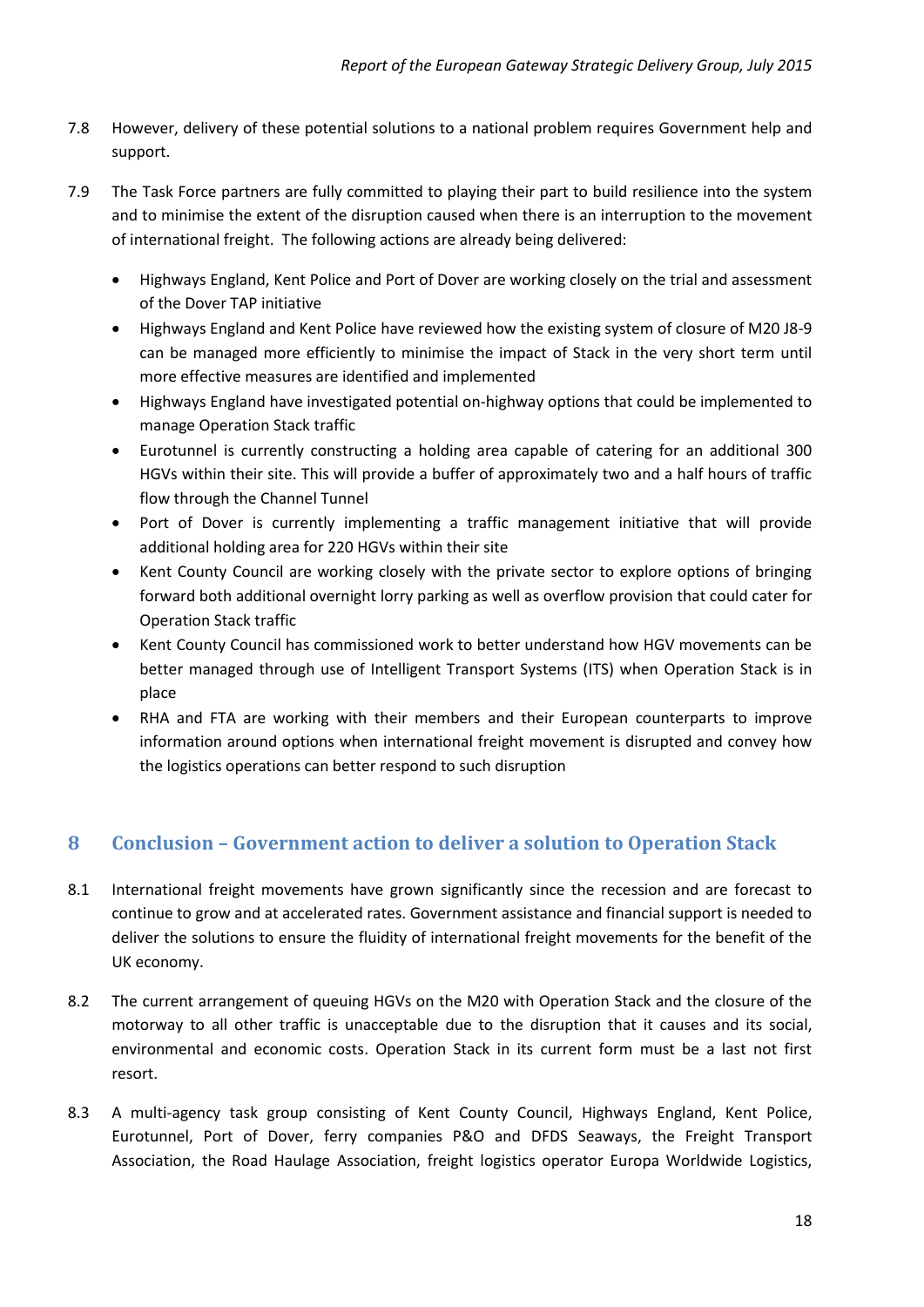7.8 However, delivery of these potential solutions to a national problem requires Government help and support.

7.9 The Task Force partners are fully committed to playing their part to build resilience into the system and to minimise the extent of the disruption caused when there is an interruption to the movement of international freight. The following actions are already being delivered:

- Highways England, Kent Police and Port of Dover are working closely on the trial and assessment of the Dover TAP initiative
- Highways England and Kent Police have reviewed how the existing system of closure of M20 J8-9 can be managed more efficiently to minimise the impact of Stack in the very short term until more effective measures are identified and implemented
- Highways England have investigated potential on-highway options that could be implemented to manage Operation Stack traffic
- Eurotunnel is currently constructing a holding area capable of catering for an additional 300 HGVs within their site. This will provide a buffer of approximately two and a half hours of traffic flow through the Channel Tunnel
- Port of Dover is currently implementing a traffic management initiative that will provide additional holding area for 220 HGVs within their site
- Kent County Council are working closely with the private sector to explore options of bringing forward both additional overnight lorry parking as well as overflow provision that could cater for Operation Stack traffic
- Kent County Council has commissioned work to better understand how HGV movements can be better managed through use of Intelligent Transport Systems (ITS) when Operation Stack is in place
- RHA and FTA are working with their members and their European counterparts to improve information around options when international freight movement is disrupted and convey how the logistics operations can better respond to such disruption

## 8 Conclusion – Government action to deliver a solution to Operation Stack

8.1 International freight movements have grown significantly since the recession and are forecast to continue to grow and at accelerated rates. Government assistance and financial support is needed to deliver the solutions to ensure the fluidity of international freight movements for the benefit of the UK economy.

8.2 The current arrangement of queuing HGVs on the M20 with Operation Stack and the closure of the motorway to all other traffic is unacceptable due to the disruption that it causes and its social, environmental and economic costs. Operation Stack in its current form must be a last not first resort.

8.3 A multi-agency task group consisting of Kent County Council, Highways England, Kent Police, Eurotunnel, Port of Dover, ferry companies P&O and DFDS Seaways, the Freight Transport Association, the Road Haulage Association, freight logistics operator Europa Worldwide Logistics,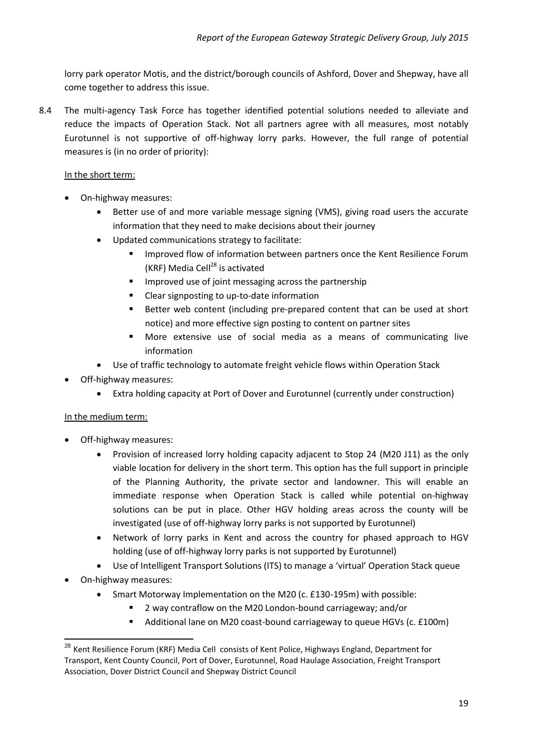lorry park operator Motis, and the district/borough councils of Ashford, Dover and Shepway, have all come together to address this issue.

8.4 The multi-agency Task Force has together identified potential solutions needed to alleviate and reduce the impacts of Operation Stack. Not all partners agree with all measures, most notably Eurotunnel is not supportive of off-highway lorry parks. However, the full range of potential measures is (in no order of priority):

<u>In the short term:</u>

- On-highway measures:
  - Better use of and more variable message signing (VMS), giving road users the accurate information that they need to make decisions about their journey
  - Updated communications strategy to facilitate:
    - Improved flow of information between partners once the Kent Resilience Forum (KRF) Media Cell[28] is activated
    - Improved use of joint messaging across the partnership
    - Clear signposting to up-to-date information
    - Better web content (including pre-prepared content that can be used at short notice) and more effective sign posting to content on partner sites
    - More extensive use of social media as a means of communicating live information
  - Use of traffic technology to automate freight vehicle flows within Operation Stack
- Off-highway measures:
  - Extra holding capacity at Port of Dover and Eurotunnel (currently under construction)

<u>In the medium term:</u>

- Off-highway measures:
  - Provision of increased lorry holding capacity adjacent to Stop 24 (M20 J11) as the only viable location for delivery in the short term. This option has the full support in principle of the Planning Authority, the private sector and landowner. This will enable an immediate response when Operation Stack is called while potential on-highway solutions can be put in place. Other HGV holding areas across the county will be investigated (use of off-highway lorry parks is not supported by Eurotunnel)
  - Network of lorry parks in Kent and across the country for phased approach to HGV holding (use of off-highway lorry parks is not supported by Eurotunnel)
  - Use of Intelligent Transport Solutions (ITS) to manage a 'virtual' Operation Stack queue
- On-highway measures:
  - Smart Motorway Implementation on the M20 (c. £130-195m) with possible:
    - 2 way contraflow on the M20 London-bound carriageway; and/or
    - Additional lane on M20 coast-bound carriageway to queue HGVs (c. £100m)

[28] Kent Resilience Forum (KRF) Media Cell consists of Kent Police, Highways England, Department for Transport, Kent County Council, Port of Dover, Eurotunnel, Road Haulage Association, Freight Transport Association, Dover District Council and Shepway District Council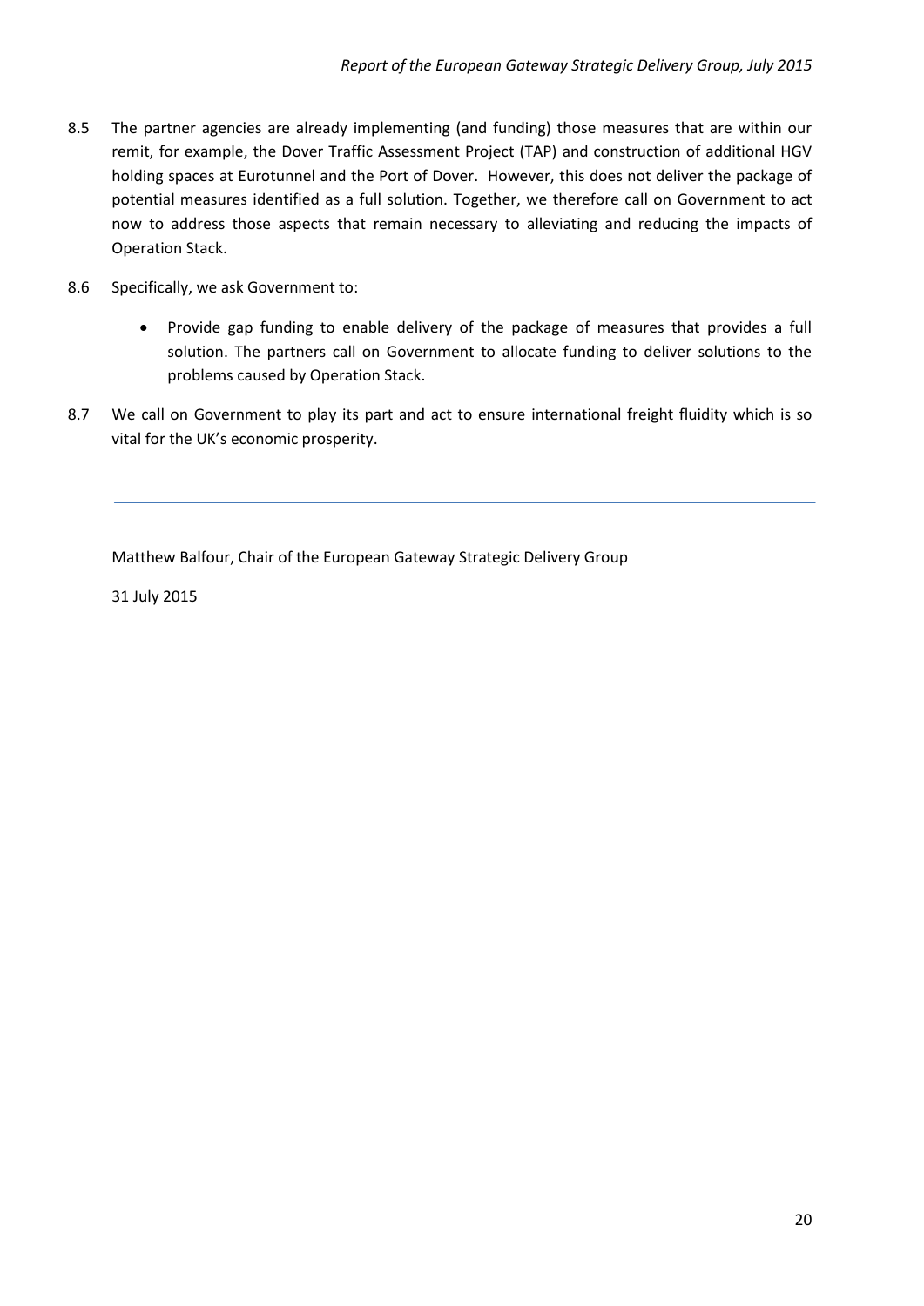8.5 The partner agencies are already implementing (and funding) those measures that are within our remit, for example, the Dover Traffic Assessment Project (TAP) and construction of additional HGV holding spaces at Eurotunnel and the Port of Dover. However, this does not deliver the package of potential measures identified as a full solution. Together, we therefore call on Government to act now to address those aspects that remain necessary to alleviating and reducing the impacts of Operation Stack.

8.6 Specifically, we ask Government to:

- Provide gap funding to enable delivery of the package of measures that provides a full solution. The partners call on Government to allocate funding to deliver solutions to the problems caused by Operation Stack.

8.7 We call on Government to play its part and act to ensure international freight fluidity which is so vital for the UK's economic prosperity.

---

Matthew Balfour, Chair of the European Gateway Strategic Delivery Group

31 July 2015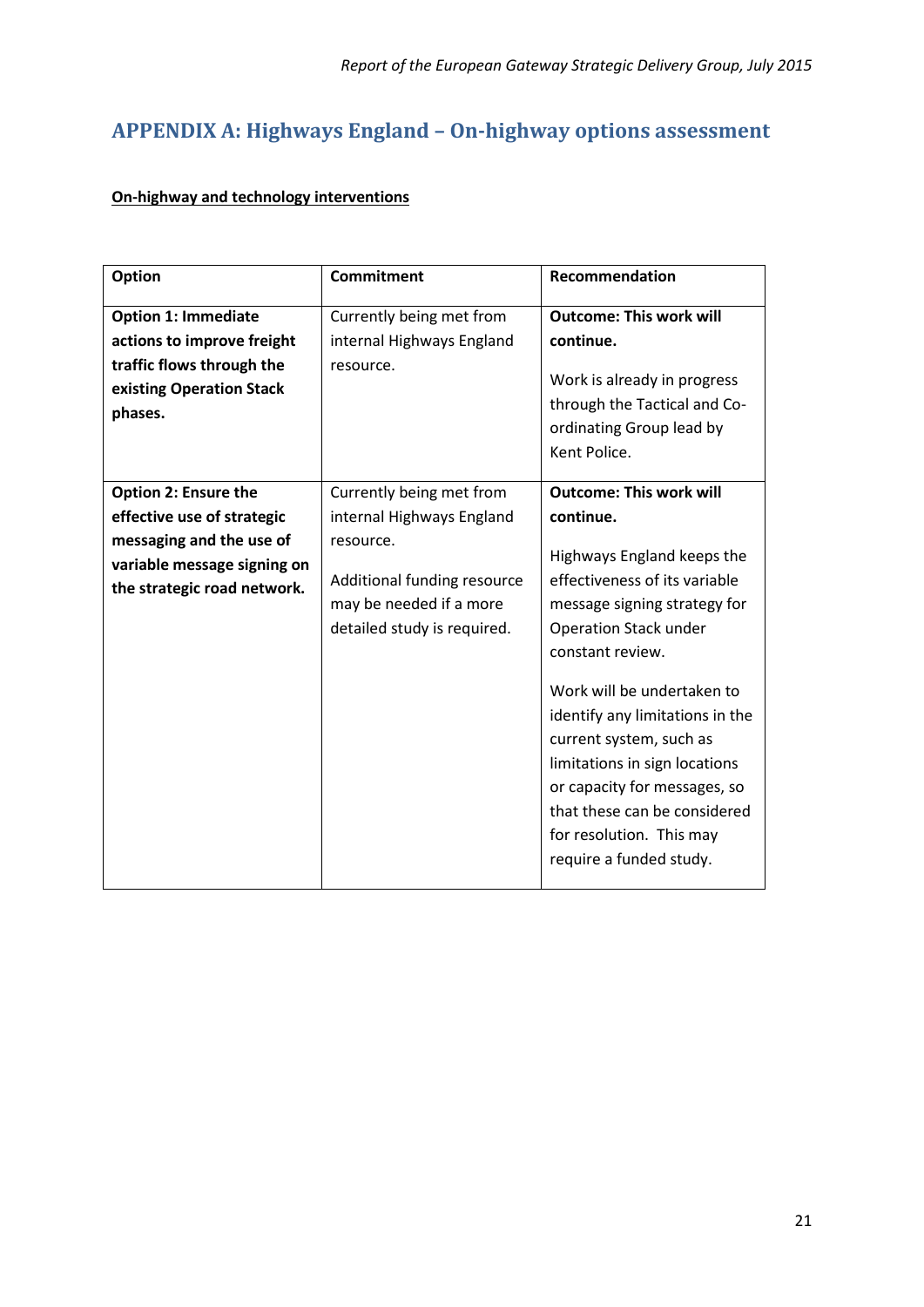## APPENDIX A: Highways England – On-highway options assessment

**On-highway and technology interventions**

| Option | Commitment | Recommendation |
|---|---|---|
| **Option 1: Immediate actions to improve freight traffic flows through the existing Operation Stack phases.** | Currently being met from internal Highways England resource. | **Outcome: This work will continue.** Work is already in progress through the Tactical and Co-ordinating Group lead by Kent Police. |
| **Option 2: Ensure the effective use of strategic messaging and the use of variable message signing on the strategic road network.** | Currently being met from internal Highways England resource. Additional funding resource may be needed if a more detailed study is required. | **Outcome: This work will continue.** Highways England keeps the effectiveness of its variable message signing strategy for Operation Stack under constant review. Work will be undertaken to identify any limitations in the current system, such as limitations in sign locations or capacity for messages, so that these can be considered for resolution. This may require a funded study. |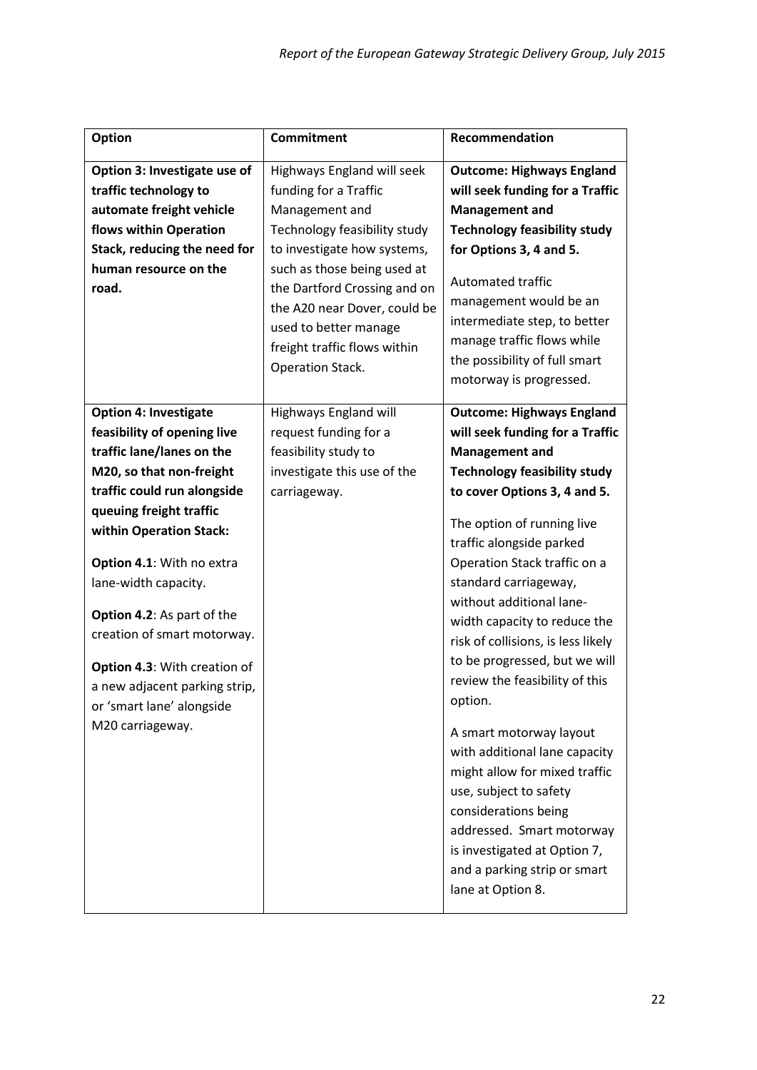| Option | Commitment | Recommendation |
|---|---|---|
| **Option 3: Investigate use of traffic technology to automate freight vehicle flows within Operation Stack, reducing the need for human resource on the road.** | Highways England will seek funding for a Traffic Management and Technology feasibility study to investigate how systems, such as those being used at the Dartford Crossing and on the A20 near Dover, could be used to better manage freight traffic flows within Operation Stack. | **Outcome: Highways England will seek funding for a Traffic Management and Technology feasibility study for Options 3, 4 and 5.**<br><br>Automated traffic management would be an intermediate step, to better manage traffic flows while the possibility of full smart motorway is progressed. |
| **Option 4: Investigate feasibility of opening live traffic lane/lanes on the M20, so that non-freight traffic could run alongside queuing freight traffic within Operation Stack:**<br><br>**Option 4.1**: With no extra lane-width capacity.<br><br>**Option 4.2**: As part of the creation of smart motorway.<br><br>**Option 4.3**: With creation of a new adjacent parking strip, or 'smart lane' alongside M20 carriageway. | Highways England will request funding for a feasibility study to investigate this use of the carriageway. | **Outcome: Highways England will seek funding for a Traffic Management and Technology feasibility study to cover Options 3, 4 and 5.**<br><br>The option of running live traffic alongside parked Operation Stack traffic on a standard carriageway, without additional lane-width capacity to reduce the risk of collisions, is less likely to be progressed, but we will review the feasibility of this option.<br><br>A smart motorway layout with additional lane capacity might allow for mixed traffic use, subject to safety considerations being addressed. Smart motorway is investigated at Option 7, and a parking strip or smart lane at Option 8. |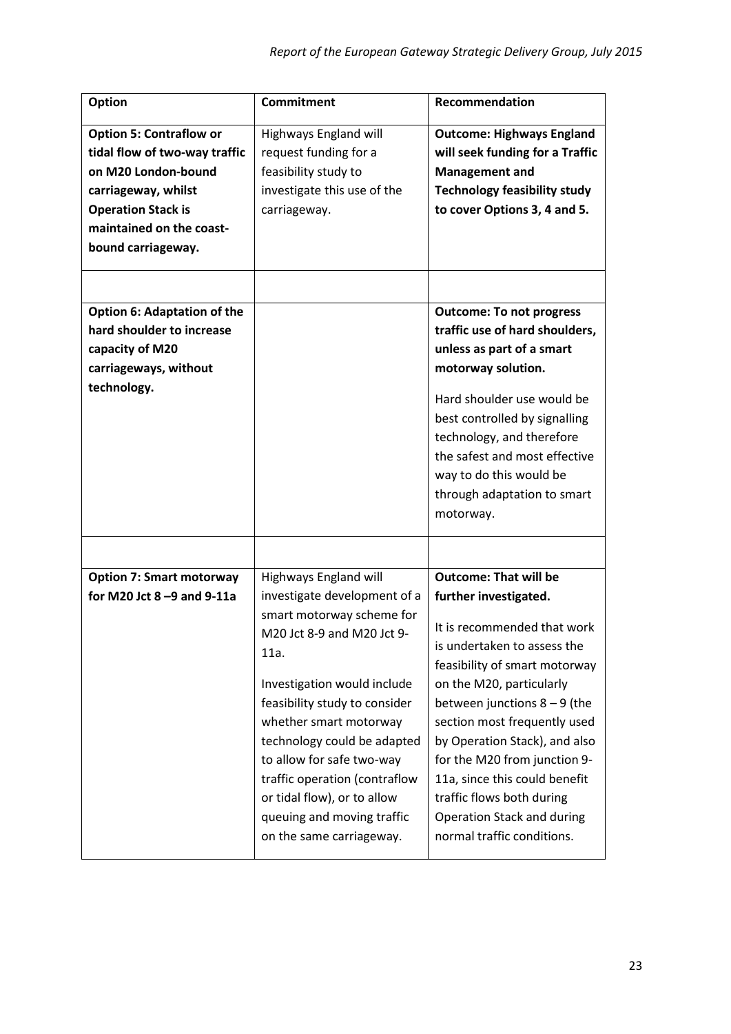| **Option** | **Commitment** | **Recommendation** |
|---|---|---|
| **Option 5: Contraflow or tidal flow of two-way traffic on M20 London-bound carriageway, whilst Operation Stack is maintained on the coast-bound carriageway.** | Highways England will request funding for a feasibility study to investigate this use of the carriageway. | **Outcome: Highways England will seek funding for a Traffic Management and Technology feasibility study to cover Options 3, 4 and 5.** |
| | | |
| **Option 6: Adaptation of the hard shoulder to increase capacity of M20 carriageways, without technology.** | | **Outcome: To not progress traffic use of hard shoulders, unless as part of a smart motorway solution.** <br><br> Hard shoulder use would be best controlled by signalling technology, and therefore the safest and most effective way to do this would be through adaptation to smart motorway. |
| | | |
| **Option 7: Smart motorway for M20 Jct 8 –9 and 9-11a** | Highways England will investigate development of a smart motorway scheme for M20 Jct 8-9 and M20 Jct 9-11a. <br><br> Investigation would include feasibility study to consider whether smart motorway technology could be adapted to allow for safe two-way traffic operation (contraflow or tidal flow), or to allow queuing and moving traffic on the same carriageway. | **Outcome: That will be further investigated.** <br><br> It is recommended that work is undertaken to assess the feasibility of smart motorway on the M20, particularly between junctions 8 – 9 (the section most frequently used by Operation Stack), and also for the M20 from junction 9-11a, since this could benefit traffic flows both during Operation Stack and during normal traffic conditions. |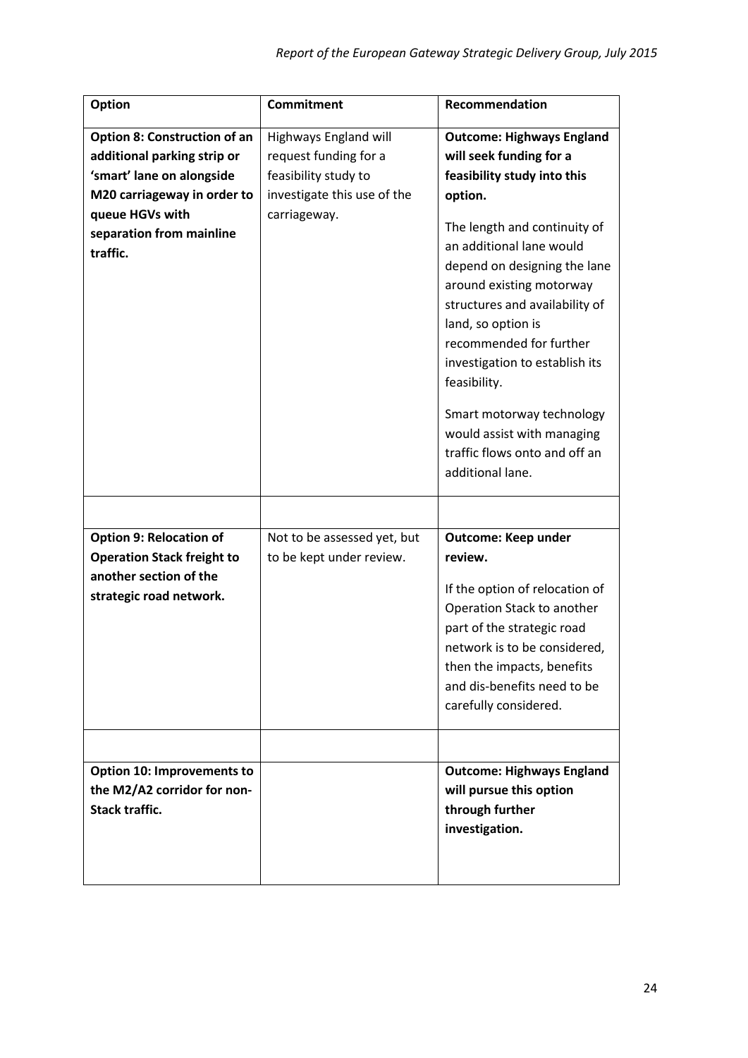| Option | Commitment | Recommendation |
|---|---|---|
| **Option 8: Construction of an additional parking strip or 'smart' lane on alongside M20 carriageway in order to queue HGVs with separation from mainline traffic.** | Highways England will request funding for a feasibility study to investigate this use of the carriageway. | **Outcome: Highways England will seek funding for a feasibility study into this option.**<br><br>The length and continuity of an additional lane would depend on designing the lane around existing motorway structures and availability of land, so option is recommended for further investigation to establish its feasibility.<br><br>Smart motorway technology would assist with managing traffic flows onto and off an additional lane. |
| | | |
| **Option 9: Relocation of Operation Stack freight to another section of the strategic road network.** | Not to be assessed yet, but to be kept under review. | **Outcome: Keep under review.**<br><br>If the option of relocation of Operation Stack to another part of the strategic road network is to be considered, then the impacts, benefits and dis-benefits need to be carefully considered. |
| | | |
| **Option 10: Improvements to the M2/A2 corridor for non-Stack traffic.** | | **Outcome: Highways England will pursue this option through further investigation.** |